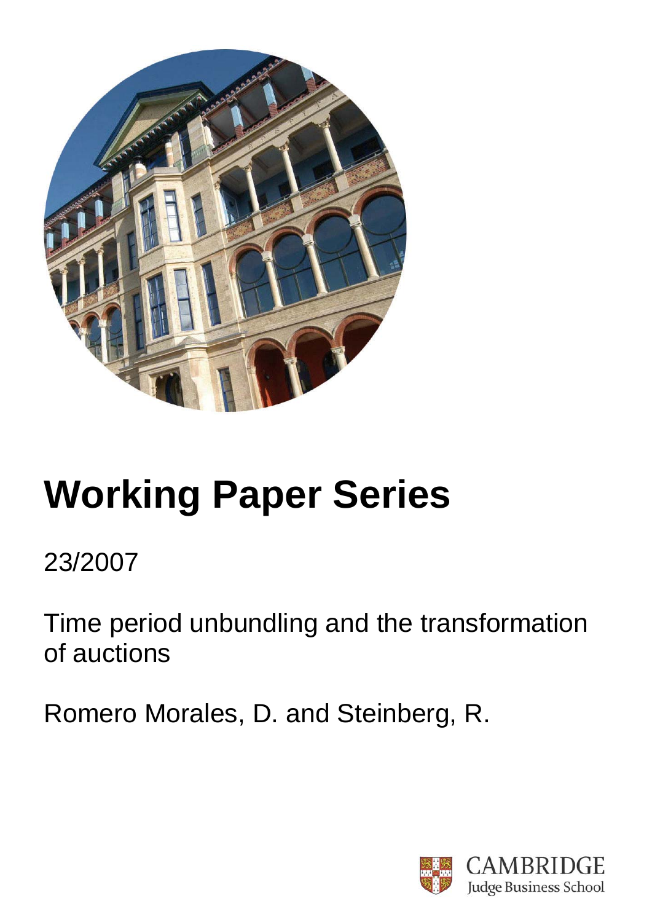# Working Paper Series

23/2007

Time period unbundling and the transformation of auctions

Romero Morales, D. and Steinberg, R.

CAMBRIDGE
Judge Business School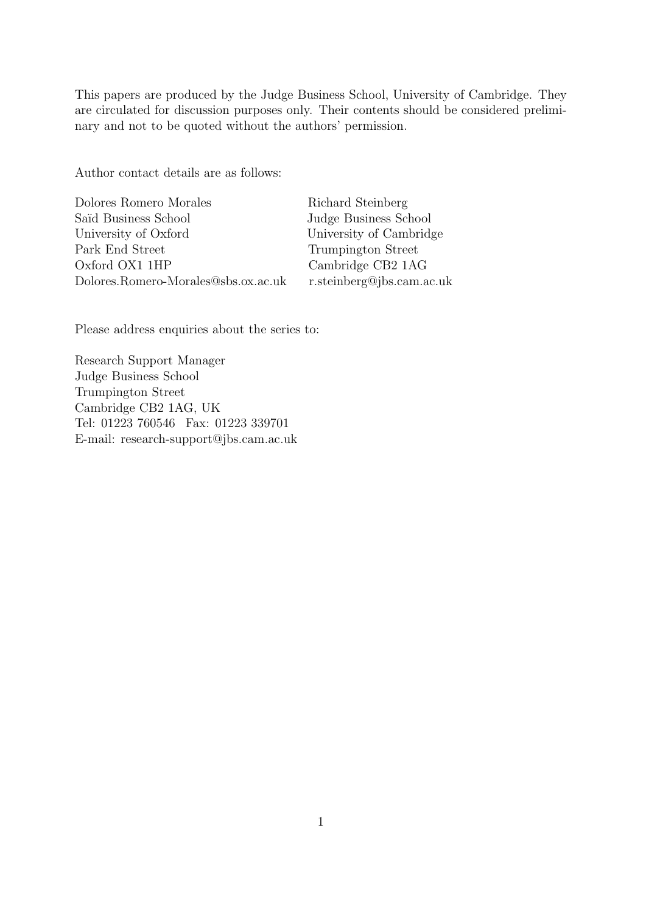This papers are produced by the Judge Business School, University of Cambridge. They are circulated for discussion purposes only. Their contents should be considered preliminary and not to be quoted without the authors' permission.

Author contact details are as follows:

| | |
|---|---|
| Dolores Romero Morales | Richard Steinberg |
| Saïd Business School | Judge Business School |
| University of Oxford | University of Cambridge |
| Park End Street | Trumpington Street |
| Oxford OX1 1HP | Cambridge CB2 1AG |
| Dolores.Romero-Morales@sbs.ox.ac.uk | r.steinberg@jbs.cam.ac.uk |

Please address enquiries about the series to:

Research Support Manager
Judge Business School
Trumpington Street
Cambridge CB2 1AG, UK
Tel: 01223 760546 Fax: 01223 339701
E-mail: research-support@jbs.cam.ac.uk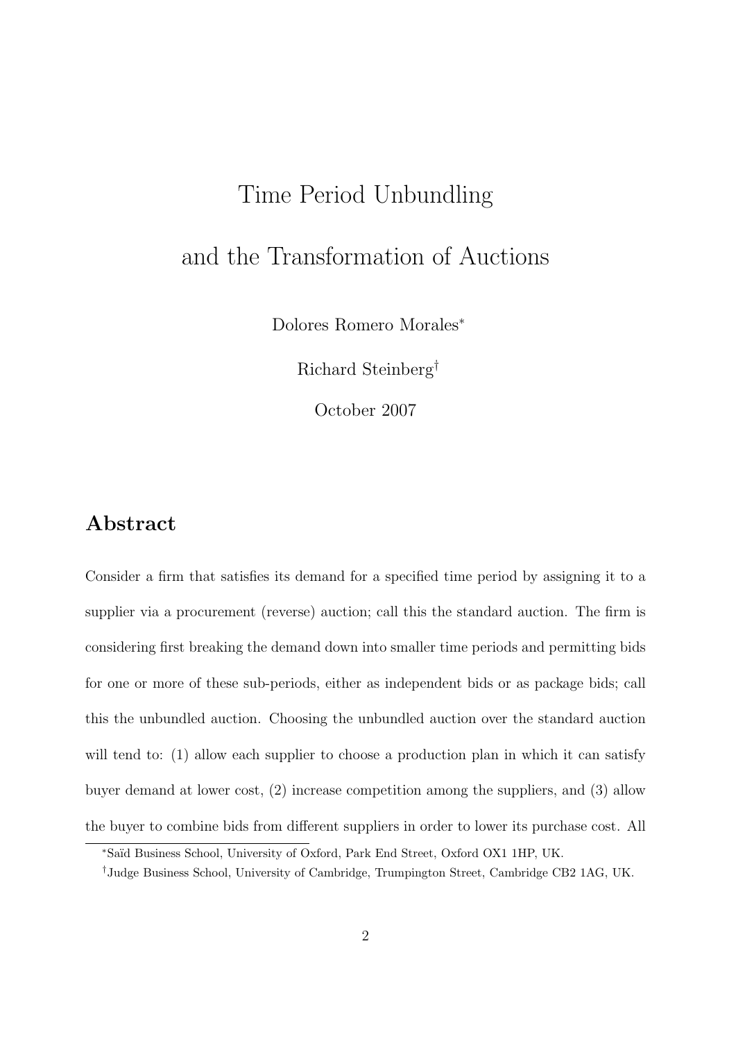# Time Period Unbundling

# and the Transformation of Auctions

Dolores Romero Morales*

Richard Steinberg†

October 2007

## Abstract

Consider a firm that satisfies its demand for a specified time period by assigning it to a supplier via a procurement (reverse) auction; call this the standard auction. The firm is considering first breaking the demand down into smaller time periods and permitting bids for one or more of these sub-periods, either as independent bids or as package bids; call this the unbundled auction. Choosing the unbundled auction over the standard auction will tend to: (1) allow each supplier to choose a production plan in which it can satisfy buyer demand at lower cost, (2) increase competition among the suppliers, and (3) allow the buyer to combine bids from different suppliers in order to lower its purchase cost. All

*Saïd Business School, University of Oxford, Park End Street, Oxford OX1 1HP, UK.

†Judge Business School, University of Cambridge, Trumpington Street, Cambridge CB2 1AG, UK.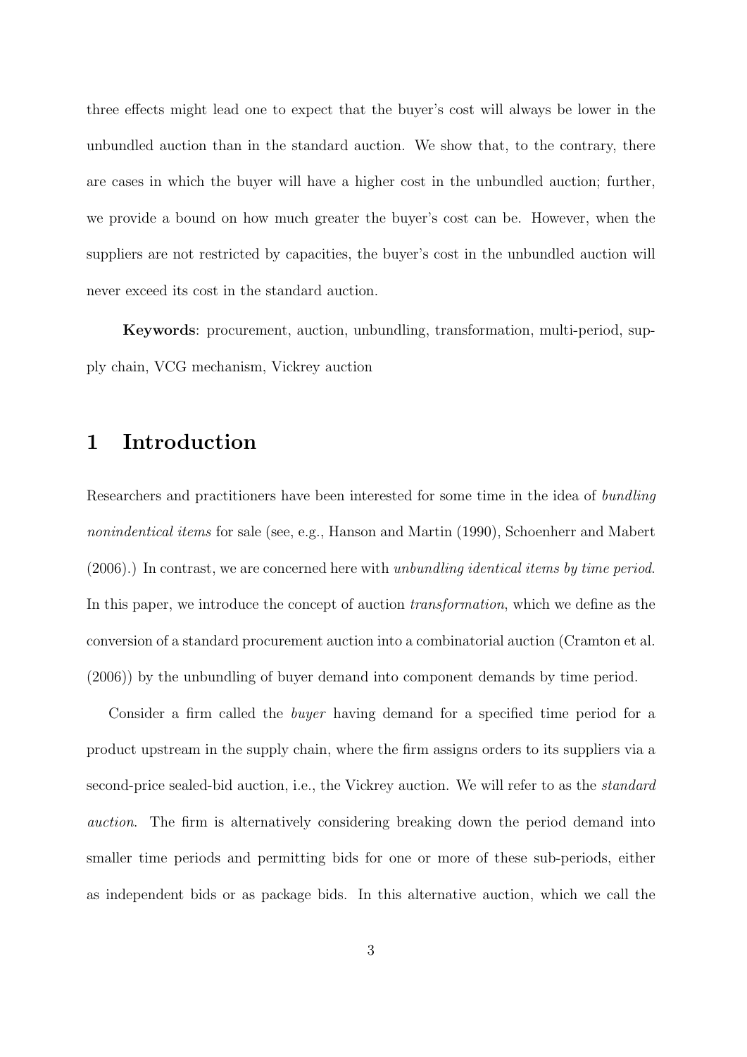three effects might lead one to expect that the buyer's cost will always be lower in the unbundled auction than in the standard auction. We show that, to the contrary, there are cases in which the buyer will have a higher cost in the unbundled auction; further, we provide a bound on how much greater the buyer's cost can be. However, when the suppliers are not restricted by capacities, the buyer's cost in the unbundled auction will never exceed its cost in the standard auction.

**Keywords**: procurement, auction, unbundling, transformation, multi-period, supply chain, VCG mechanism, Vickrey auction

# 1 Introduction

Researchers and practitioners have been interested for some time in the idea of *bundling nonindentical items* for sale (see, e.g., Hanson and Martin (1990), Schoenherr and Mabert (2006).) In contrast, we are concerned here with *unbundling identical items by time period*. In this paper, we introduce the concept of auction *transformation*, which we define as the conversion of a standard procurement auction into a combinatorial auction (Cramton et al. (2006)) by the unbundling of buyer demand into component demands by time period.

Consider a firm called the *buyer* having demand for a specified time period for a product upstream in the supply chain, where the firm assigns orders to its suppliers via a second-price sealed-bid auction, i.e., the Vickrey auction. We will refer to as the *standard auction*. The firm is alternatively considering breaking down the period demand into smaller time periods and permitting bids for one or more of these sub-periods, either as independent bids or as package bids. In this alternative auction, which we call the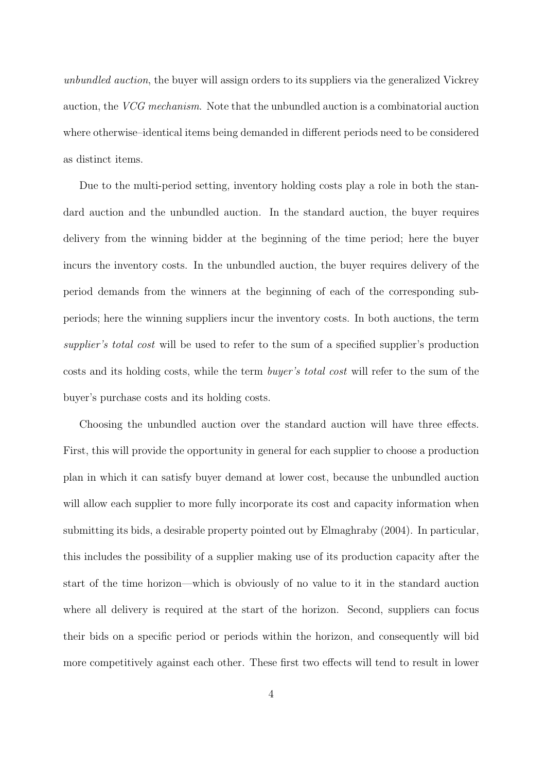*unbundled auction*, the buyer will assign orders to its suppliers via the generalized Vickrey auction, the *VCG mechanism*. Note that the unbundled auction is a combinatorial auction where otherwise–identical items being demanded in different periods need to be considered as distinct items.

Due to the multi-period setting, inventory holding costs play a role in both the standard auction and the unbundled auction. In the standard auction, the buyer requires delivery from the winning bidder at the beginning of the time period; here the buyer incurs the inventory costs. In the unbundled auction, the buyer requires delivery of the period demands from the winners at the beginning of each of the corresponding subperiods; here the winning suppliers incur the inventory costs. In both auctions, the term *supplier's total cost* will be used to refer to the sum of a specified supplier's production costs and its holding costs, while the term *buyer's total cost* will refer to the sum of the buyer's purchase costs and its holding costs.

Choosing the unbundled auction over the standard auction will have three effects. First, this will provide the opportunity in general for each supplier to choose a production plan in which it can satisfy buyer demand at lower cost, because the unbundled auction will allow each supplier to more fully incorporate its cost and capacity information when submitting its bids, a desirable property pointed out by Elmaghraby (2004). In particular, this includes the possibility of a supplier making use of its production capacity after the start of the time horizon—which is obviously of no value to it in the standard auction where all delivery is required at the start of the horizon. Second, suppliers can focus their bids on a specific period or periods within the horizon, and consequently will bid more competitively against each other. These first two effects will tend to result in lower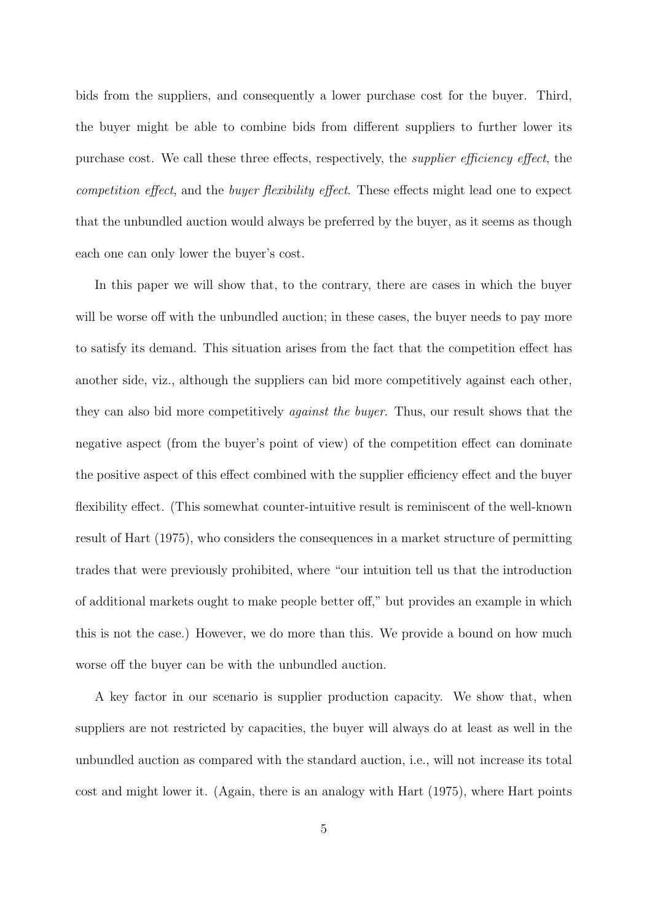bids from the suppliers, and consequently a lower purchase cost for the buyer. Third, the buyer might be able to combine bids from different suppliers to further lower its purchase cost. We call these three effects, respectively, the *supplier efficiency effect*, the *competition effect*, and the *buyer flexibility effect*. These effects might lead one to expect that the unbundled auction would always be preferred by the buyer, as it seems as though each one can only lower the buyer's cost.

In this paper we will show that, to the contrary, there are cases in which the buyer will be worse off with the unbundled auction; in these cases, the buyer needs to pay more to satisfy its demand. This situation arises from the fact that the competition effect has another side, viz., although the suppliers can bid more competitively against each other, they can also bid more competitively *against the buyer*. Thus, our result shows that the negative aspect (from the buyer's point of view) of the competition effect can dominate the positive aspect of this effect combined with the supplier efficiency effect and the buyer flexibility effect. (This somewhat counter-intuitive result is reminiscent of the well-known result of Hart (1975), who considers the consequences in a market structure of permitting trades that were previously prohibited, where "our intuition tell us that the introduction of additional markets ought to make people better off," but provides an example in which this is not the case.) However, we do more than this. We provide a bound on how much worse off the buyer can be with the unbundled auction.

A key factor in our scenario is supplier production capacity. We show that, when suppliers are not restricted by capacities, the buyer will always do at least as well in the unbundled auction as compared with the standard auction, i.e., will not increase its total cost and might lower it. (Again, there is an analogy with Hart (1975), where Hart points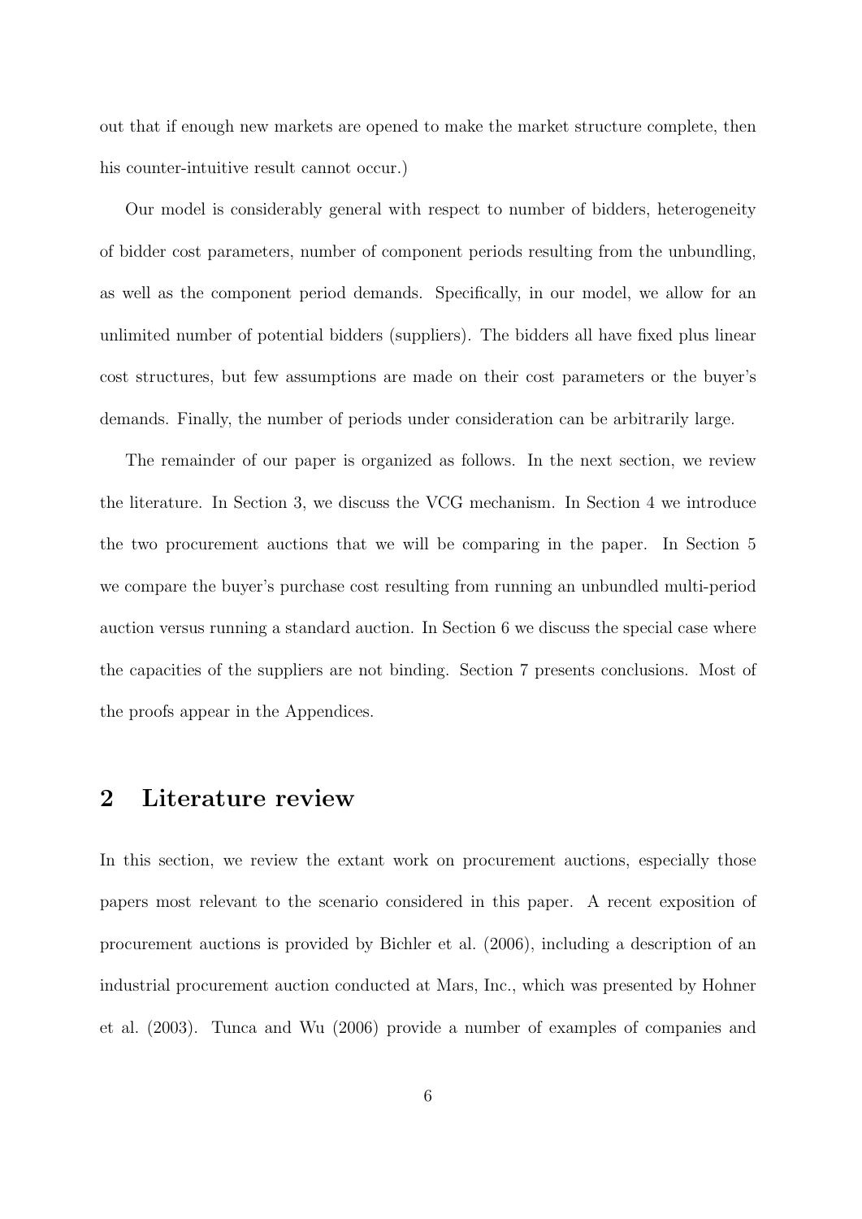out that if enough new markets are opened to make the market structure complete, then his counter-intuitive result cannot occur.)

Our model is considerably general with respect to number of bidders, heterogeneity of bidder cost parameters, number of component periods resulting from the unbundling, as well as the component period demands. Specifically, in our model, we allow for an unlimited number of potential bidders (suppliers). The bidders all have fixed plus linear cost structures, but few assumptions are made on their cost parameters or the buyer's demands. Finally, the number of periods under consideration can be arbitrarily large.

The remainder of our paper is organized as follows. In the next section, we review the literature. In Section 3, we discuss the VCG mechanism. In Section 4 we introduce the two procurement auctions that we will be comparing in the paper. In Section 5 we compare the buyer's purchase cost resulting from running an unbundled multi-period auction versus running a standard auction. In Section 6 we discuss the special case where the capacities of the suppliers are not binding. Section 7 presents conclusions. Most of the proofs appear in the Appendices.

## 2 Literature review

In this section, we review the extant work on procurement auctions, especially those papers most relevant to the scenario considered in this paper. A recent exposition of procurement auctions is provided by Bichler et al. (2006), including a description of an industrial procurement auction conducted at Mars, Inc., which was presented by Hohner et al. (2003). Tunca and Wu (2006) provide a number of examples of companies and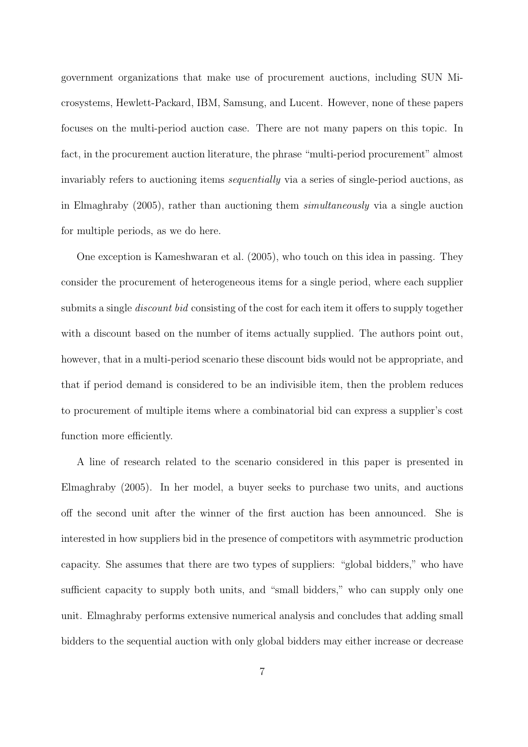government organizations that make use of procurement auctions, including SUN Microsystems, Hewlett-Packard, IBM, Samsung, and Lucent. However, none of these papers focuses on the multi-period auction case. There are not many papers on this topic. In fact, in the procurement auction literature, the phrase "multi-period procurement" almost invariably refers to auctioning items *sequentially* via a series of single-period auctions, as in Elmaghraby (2005), rather than auctioning them *simultaneously* via a single auction for multiple periods, as we do here.

One exception is Kameshwaran et al. (2005), who touch on this idea in passing. They consider the procurement of heterogeneous items for a single period, where each supplier submits a single *discount bid* consisting of the cost for each item it offers to supply together with a discount based on the number of items actually supplied. The authors point out, however, that in a multi-period scenario these discount bids would not be appropriate, and that if period demand is considered to be an indivisible item, then the problem reduces to procurement of multiple items where a combinatorial bid can express a supplier's cost function more efficiently.

A line of research related to the scenario considered in this paper is presented in Elmaghraby (2005). In her model, a buyer seeks to purchase two units, and auctions off the second unit after the winner of the first auction has been announced. She is interested in how suppliers bid in the presence of competitors with asymmetric production capacity. She assumes that there are two types of suppliers: "global bidders," who have sufficient capacity to supply both units, and "small bidders," who can supply only one unit. Elmaghraby performs extensive numerical analysis and concludes that adding small bidders to the sequential auction with only global bidders may either increase or decrease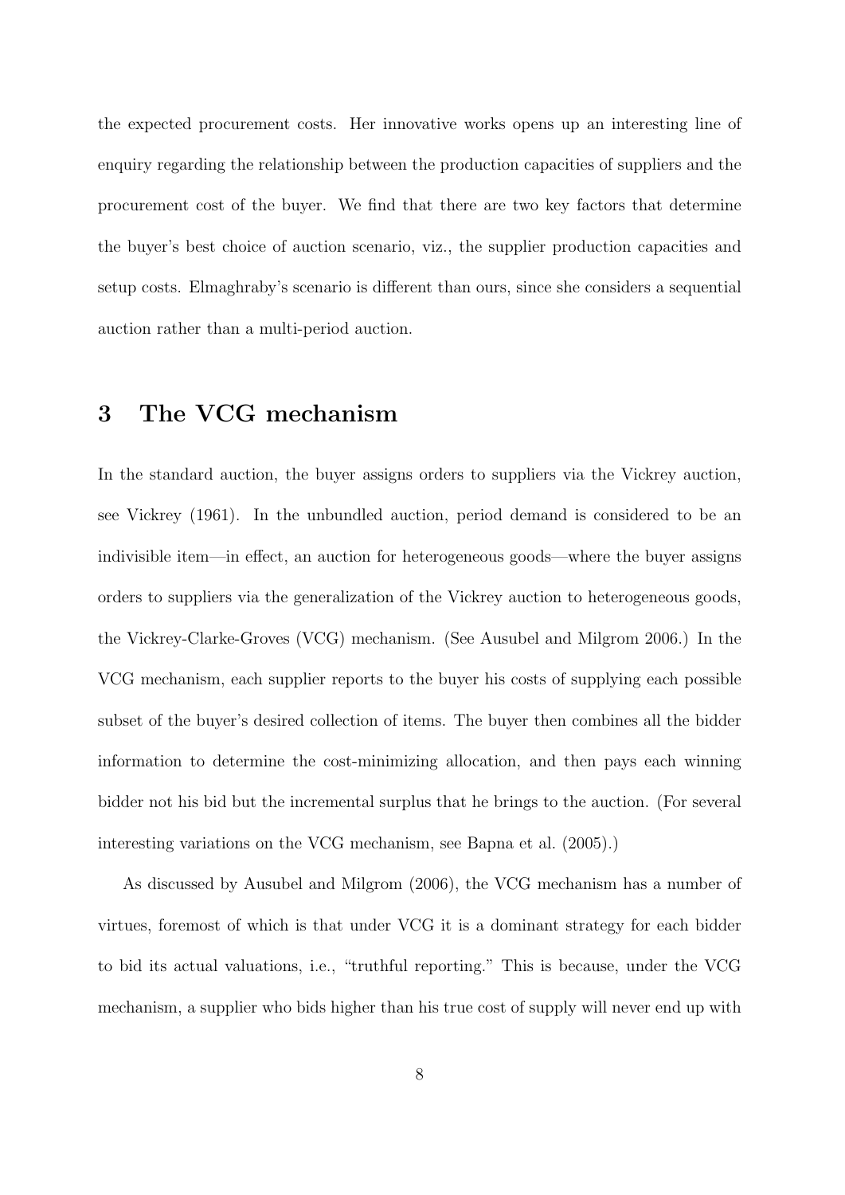the expected procurement costs. Her innovative works opens up an interesting line of enquiry regarding the relationship between the production capacities of suppliers and the procurement cost of the buyer. We find that there are two key factors that determine the buyer's best choice of auction scenario, viz., the supplier production capacities and setup costs. Elmaghraby's scenario is different than ours, since she considers a sequential auction rather than a multi-period auction.

# 3 The VCG mechanism

In the standard auction, the buyer assigns orders to suppliers via the Vickrey auction, see Vickrey (1961). In the unbundled auction, period demand is considered to be an indivisible item—in effect, an auction for heterogeneous goods—where the buyer assigns orders to suppliers via the generalization of the Vickrey auction to heterogeneous goods, the Vickrey-Clarke-Groves (VCG) mechanism. (See Ausubel and Milgrom 2006.) In the VCG mechanism, each supplier reports to the buyer his costs of supplying each possible subset of the buyer's desired collection of items. The buyer then combines all the bidder information to determine the cost-minimizing allocation, and then pays each winning bidder not his bid but the incremental surplus that he brings to the auction. (For several interesting variations on the VCG mechanism, see Bapna et al. (2005).)

As discussed by Ausubel and Milgrom (2006), the VCG mechanism has a number of virtues, foremost of which is that under VCG it is a dominant strategy for each bidder to bid its actual valuations, i.e., "truthful reporting." This is because, under the VCG mechanism, a supplier who bids higher than his true cost of supply will never end up with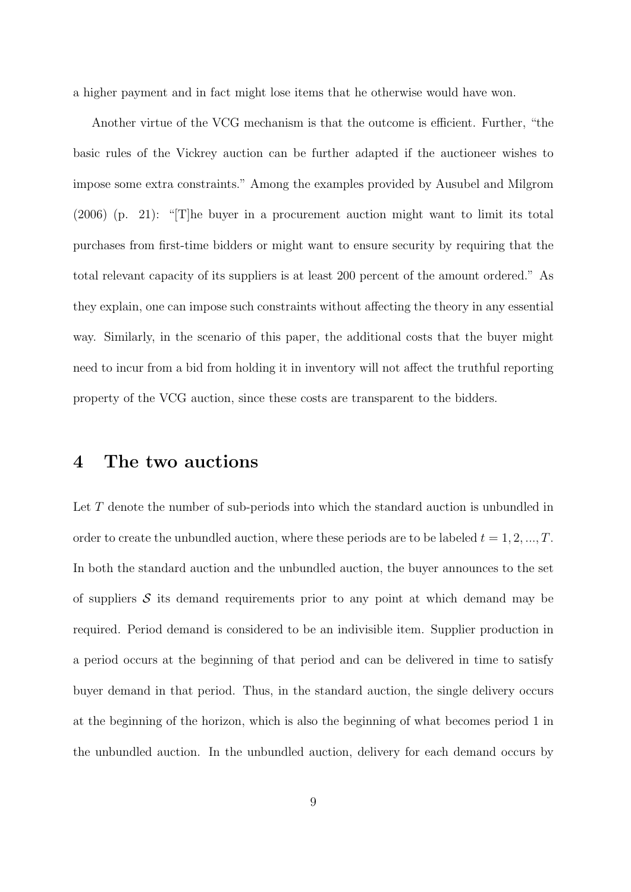a higher payment and in fact might lose items that he otherwise would have won.

Another virtue of the VCG mechanism is that the outcome is efficient. Further, "the basic rules of the Vickrey auction can be further adapted if the auctioneer wishes to impose some extra constraints." Among the examples provided by Ausubel and Milgrom (2006) (p. 21): "[T]he buyer in a procurement auction might want to limit its total purchases from first-time bidders or might want to ensure security by requiring that the total relevant capacity of its suppliers is at least 200 percent of the amount ordered." As they explain, one can impose such constraints without affecting the theory in any essential way. Similarly, in the scenario of this paper, the additional costs that the buyer might need to incur from a bid from holding it in inventory will not affect the truthful reporting property of the VCG auction, since these costs are transparent to the bidders.

# 4 The two auctions

Let $T$ denote the number of sub-periods into which the standard auction is unbundled in order to create the unbundled auction, where these periods are to be labeled $t = 1, 2, ..., T$. In both the standard auction and the unbundled auction, the buyer announces to the set of suppliers $\mathcal{S}$ its demand requirements prior to any point at which demand may be required. Period demand is considered to be an indivisible item. Supplier production in a period occurs at the beginning of that period and can be delivered in time to satisfy buyer demand in that period. Thus, in the standard auction, the single delivery occurs at the beginning of the horizon, which is also the beginning of what becomes period 1 in the unbundled auction. In the unbundled auction, delivery for each demand occurs by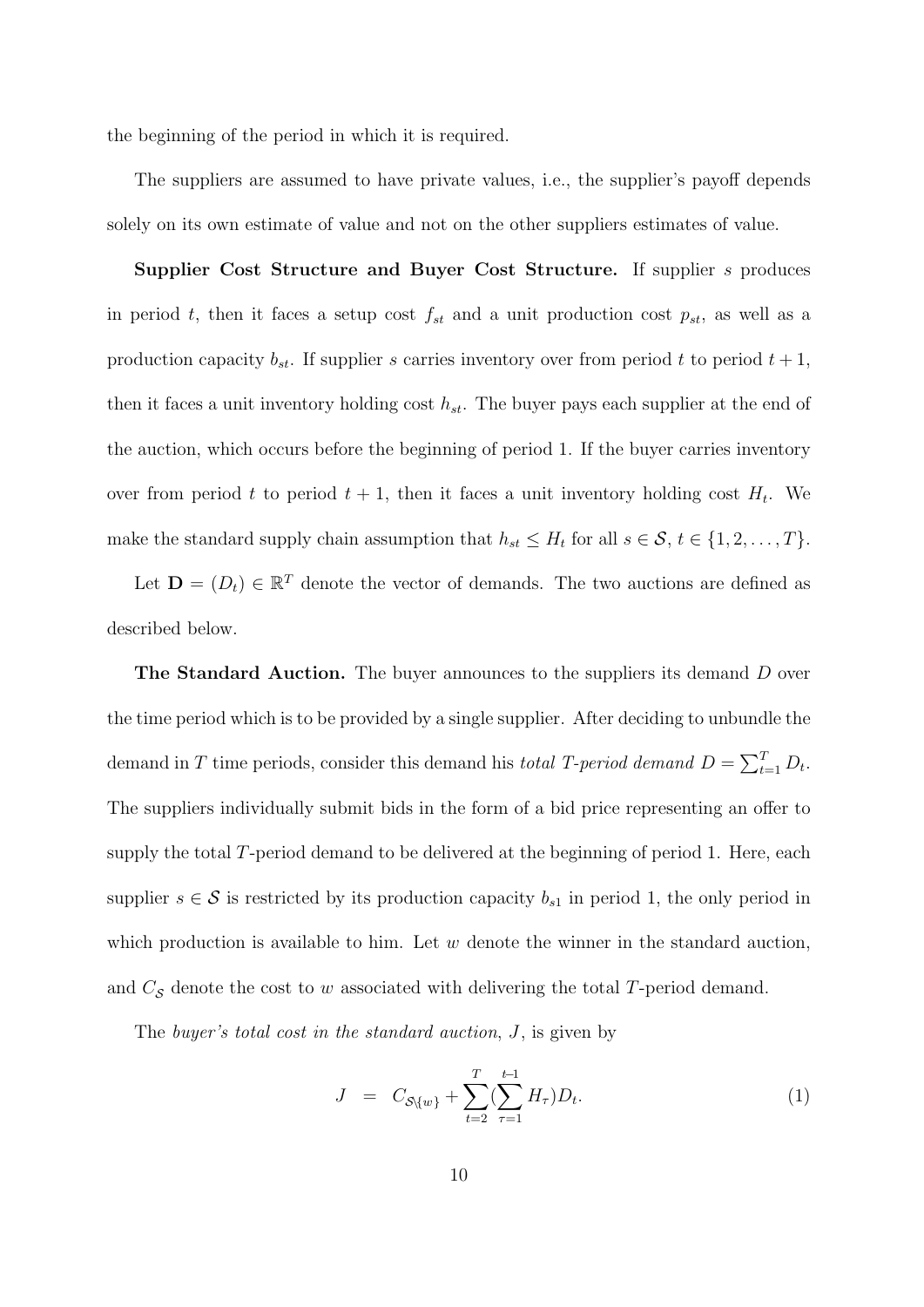the beginning of the period in which it is required.

The suppliers are assumed to have private values, i.e., the supplier's payoff depends solely on its own estimate of value and not on the other suppliers estimates of value.

**Supplier Cost Structure and Buyer Cost Structure.** If supplier $s$ produces in period $t$, then it faces a setup cost $f_{st}$ and a unit production cost $p_{st}$, as well as a production capacity $b_{st}$. If supplier $s$ carries inventory over from period $t$ to period $t+1$, then it faces a unit inventory holding cost $h_{st}$. The buyer pays each supplier at the end of the auction, which occurs before the beginning of period 1. If the buyer carries inventory over from period $t$ to period $t+1$, then it faces a unit inventory holding cost $H_t$. We make the standard supply chain assumption that $h_{st} \leq H_t$ for all $s \in \mathcal{S}$, $t \in \{1, 2, \ldots, T\}$.

Let $\mathbf{D} = (D_t) \in \mathbb{R}^T$ denote the vector of demands. The two auctions are defined as described below.

**The Standard Auction.** The buyer announces to the suppliers its demand $D$ over the time period which is to be provided by a single supplier. After deciding to unbundle the demand in $T$ time periods, consider this demand his *total T-period demand* $D = \sum_{t=1}^{T} D_t$. The suppliers individually submit bids in the form of a bid price representing an offer to supply the total $T$-period demand to be delivered at the beginning of period 1. Here, each supplier $s \in \mathcal{S}$ is restricted by its production capacity $b_{s1}$ in period 1, the only period in which production is available to him. Let $w$ denote the winner in the standard auction, and $C_{\mathcal{S}}$ denote the cost to $w$ associated with delivering the total $T$-period demand.

The *buyer's total cost in the standard auction*, $J$, is given by

$$J \quad = \quad C_{\mathcal{S} \setminus \{w\}} + \sum_{t=2}^{T} (\sum_{\tau=1}^{t-1} H_\tau) D_t. \tag{1}$$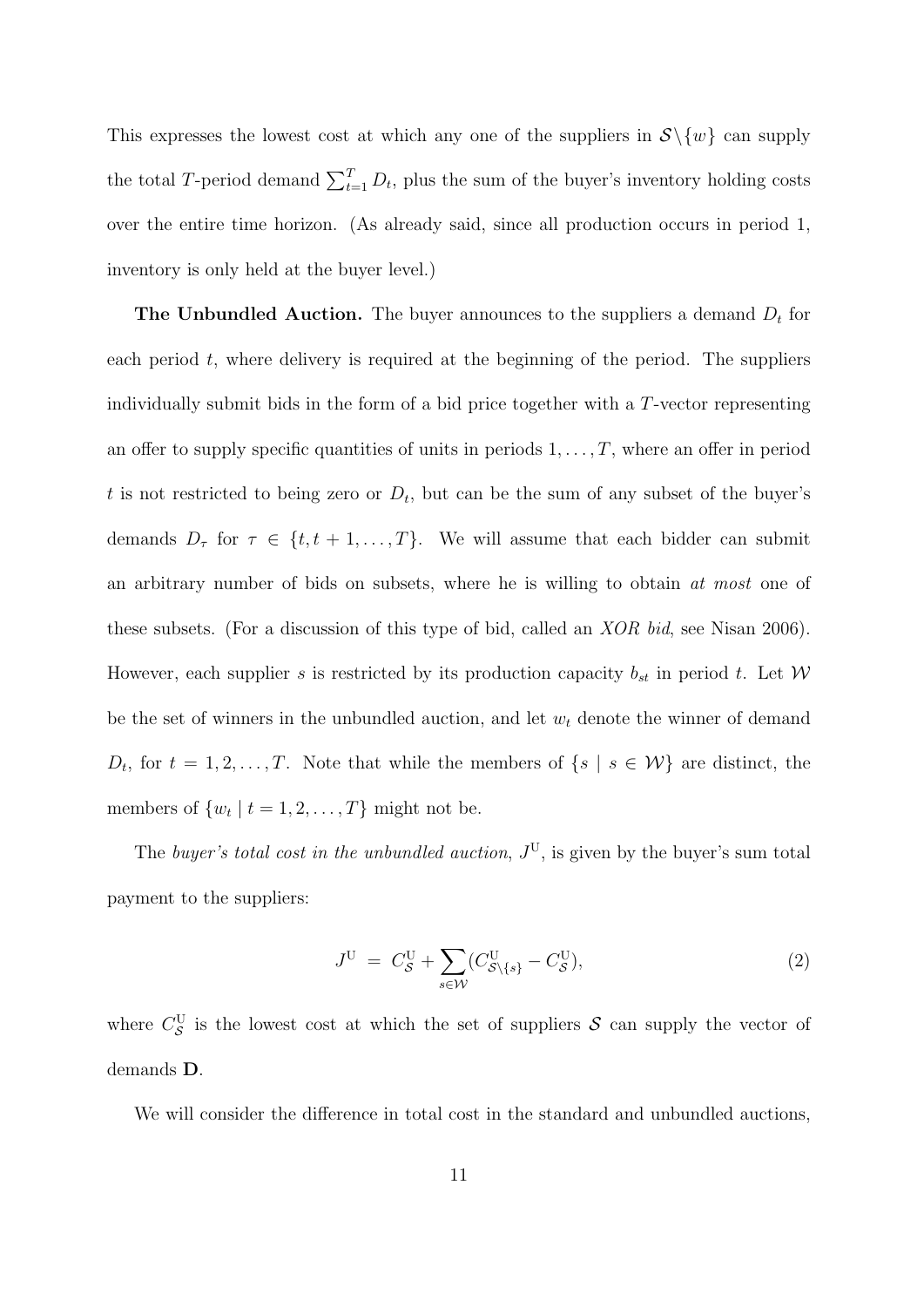This expresses the lowest cost at which any one of the suppliers in $\mathcal{S}\backslash\{w\}$ can supply the total $T$-period demand $\sum_{t=1}^{T} D_t$, plus the sum of the buyer's inventory holding costs over the entire time horizon. (As already said, since all production occurs in period 1, inventory is only held at the buyer level.)

**The Unbundled Auction.** The buyer announces to the suppliers a demand $D_t$ for each period $t$, where delivery is required at the beginning of the period. The suppliers individually submit bids in the form of a bid price together with a $T$-vector representing an offer to supply specific quantities of units in periods $1, \ldots, T$, where an offer in period $t$ is not restricted to being zero or $D_t$, but can be the sum of any subset of the buyer's demands $D_\tau$ for $\tau \in \{t, t+1, \ldots, T\}$. We will assume that each bidder can submit an arbitrary number of bids on subsets, where he is willing to obtain *at most* one of these subsets. (For a discussion of this type of bid, called an *XOR bid*, see Nisan 2006). However, each supplier $s$ is restricted by its production capacity $b_{st}$ in period $t$. Let $\mathcal{W}$ be the set of winners in the unbundled auction, and let $w_t$ denote the winner of demand $D_t$, for $t = 1, 2, \ldots, T$. Note that while the members of $\{s \mid s \in \mathcal{W}\}$ are distinct, the members of $\{w_t \mid t = 1, 2, \ldots, T\}$ might not be.

The *buyer's total cost in the unbundled auction*, $J^{\mathrm{U}}$, is given by the buyer's sum total payment to the suppliers:

$$J^{\mathrm{U}} = C^{\mathrm{U}}_{\mathcal{S}} + \sum_{s \in \mathcal{W}} (C^{\mathrm{U}}_{\mathcal{S}\backslash\{s\}} - C^{\mathrm{U}}_{\mathcal{S}}), \tag{2}$$

where $C^{\mathrm{U}}_{\mathcal{S}}$ is the lowest cost at which the set of suppliers $\mathcal{S}$ can supply the vector of demands $\mathbf{D}$.

We will consider the difference in total cost in the standard and unbundled auctions,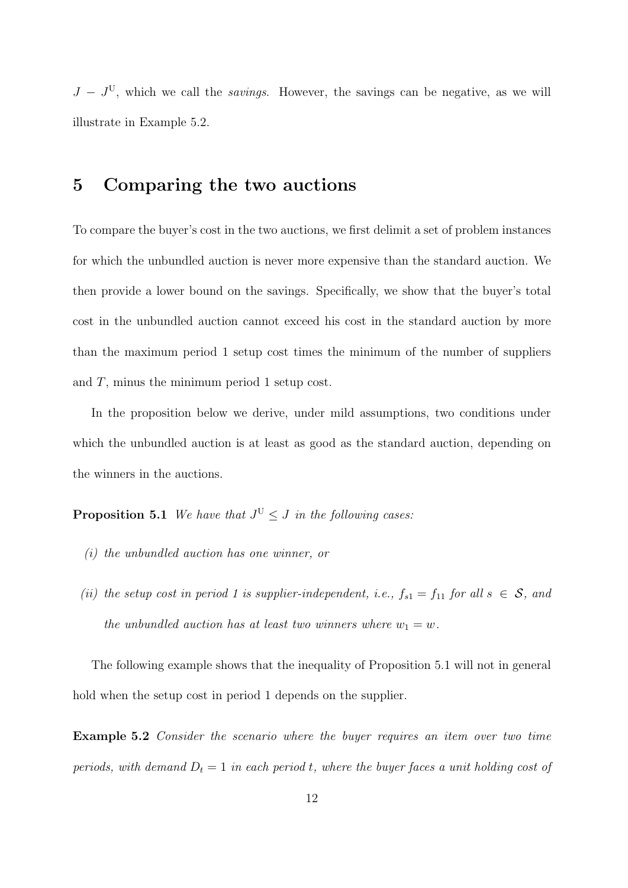$J - J^{\text{U}}$, which we call the *savings*. However, the savings can be negative, as we will illustrate in Example 5.2.

# 5 Comparing the two auctions

To compare the buyer's cost in the two auctions, we first delimit a set of problem instances for which the unbundled auction is never more expensive than the standard auction. We then provide a lower bound on the savings. Specifically, we show that the buyer's total cost in the unbundled auction cannot exceed his cost in the standard auction by more than the maximum period 1 setup cost times the minimum of the number of suppliers and $T$, minus the minimum period 1 setup cost.

In the proposition below we derive, under mild assumptions, two conditions under which the unbundled auction is at least as good as the standard auction, depending on the winners in the auctions.

**Proposition 5.1** *We have that $J^{\text{U}} \leq J$ in the following cases:*

*(i) the unbundled auction has one winner, or*

*(ii) the setup cost in period 1 is supplier-independent, i.e., $f_{s1} = f_{11}$ for all $s \in \mathcal{S}$, and the unbundled auction has at least two winners where $w_1 = w$.*

The following example shows that the inequality of Proposition 5.1 will not in general hold when the setup cost in period 1 depends on the supplier.

**Example 5.2** *Consider the scenario where the buyer requires an item over two time periods, with demand $D_t = 1$ in each period $t$, where the buyer faces a unit holding cost of*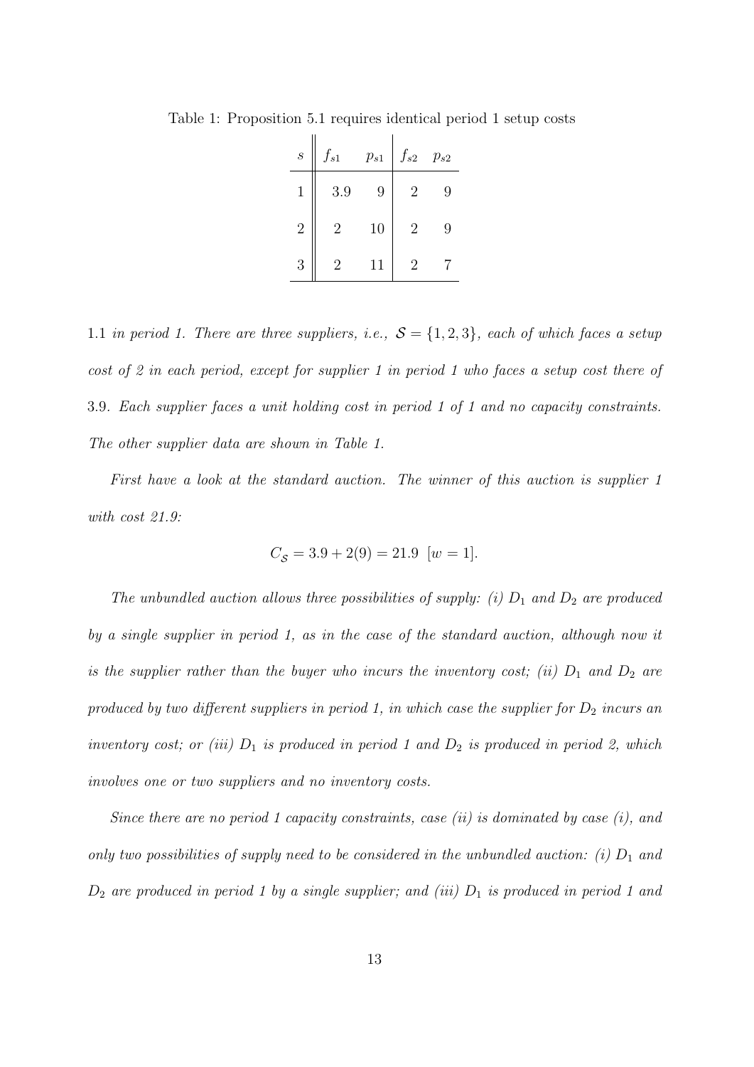Table 1: Proposition 5.1 requires identical period 1 setup costs

| $s$ | $f_{s1}$ | $p_{s1}$ | $f_{s2}$ | $p_{s2}$ |
|---|---|---|---|---|
| 1 | 3.9 | 9 | 2 | 9 |
| 2 | 2 | 10 | 2 | 9 |
| 3 | 2 | 11 | 2 | 7 |

1.1 *in period 1. There are three suppliers, i.e.,* $\mathcal{S} = \{1, 2, 3\}$*, each of which faces a setup cost of 2 in each period, except for supplier 1 in period 1 who faces a setup cost there of* 3.9*. Each supplier faces a unit holding cost in period 1 of 1 and no capacity constraints. The other supplier data are shown in Table 1.*

*First have a look at the standard auction. The winner of this auction is supplier 1 with cost 21.9:*

$$C_{\mathcal{S}} = 3.9 + 2(9) = 21.9 \ \ [w = 1].$$

*The unbundled auction allows three possibilities of supply: (i)* $D_1$ *and* $D_2$ *are produced by a single supplier in period 1, as in the case of the standard auction, although now it is the supplier rather than the buyer who incurs the inventory cost; (ii)* $D_1$ *and* $D_2$ *are produced by two different suppliers in period 1, in which case the supplier for* $D_2$ *incurs an inventory cost; or (iii)* $D_1$ *is produced in period 1 and* $D_2$ *is produced in period 2, which involves one or two suppliers and no inventory costs.*

*Since there are no period 1 capacity constraints, case (ii) is dominated by case (i), and only two possibilities of supply need to be considered in the unbundled auction: (i)* $D_1$ *and* $D_2$ *are produced in period 1 by a single supplier; and (iii)* $D_1$ *is produced in period 1 and*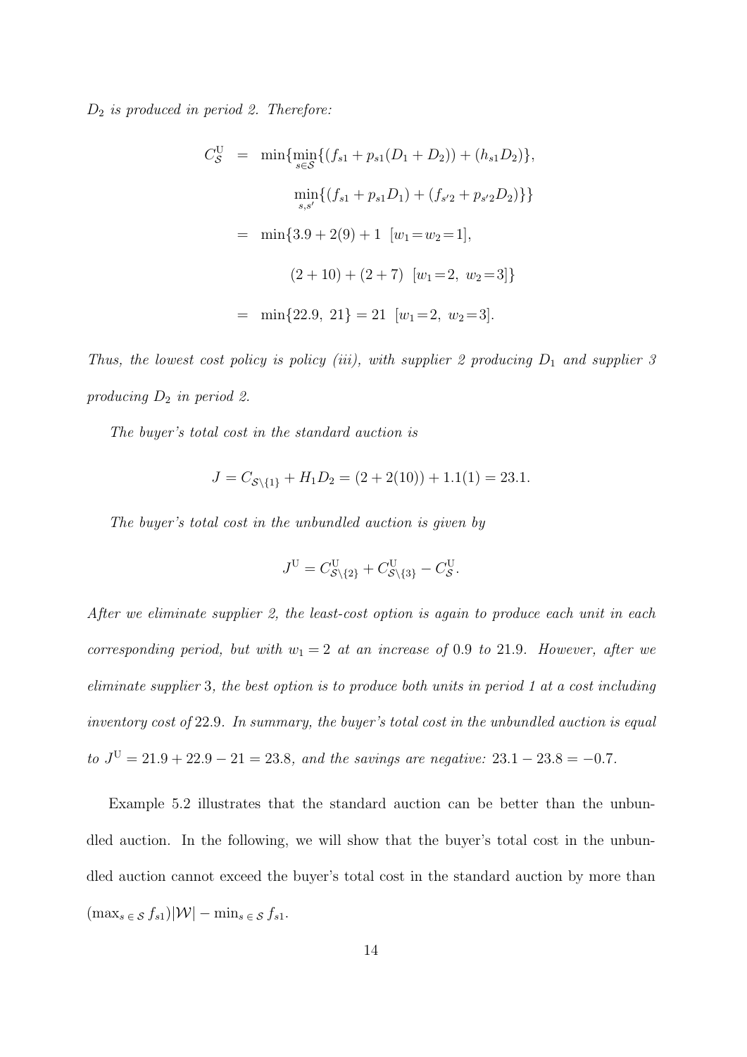*$D_2$ is produced in period 2. Therefore:*

$$
\begin{aligned}
C^{\mathrm{U}}_{\mathcal{S}} &= \min\{\min_{s \in \mathcal{S}}\{(f_{s1} + p_{s1}(D_1 + D_2)) + (h_{s1}D_2)\}, \\
&\qquad \min_{s,s'}\{(f_{s1} + p_{s1}D_1) + (f_{s'2} + p_{s'2}D_2)\}\} \\
&= \min\{3.9 + 2(9) + 1 \ \ [w_1 = w_2 = 1], \\
&\qquad (2 + 10) + (2 + 7) \ \ [w_1 = 2,\ w_2 = 3]\} \\
&= \min\{22.9,\ 21\} = 21 \ \ [w_1 = 2,\ w_2 = 3].
\end{aligned}
$$

*Thus, the lowest cost policy is policy (iii), with supplier 2 producing $D_1$ and supplier 3 producing $D_2$ in period 2.*

*The buyer's total cost in the standard auction is*

$$
J = C_{\mathcal{S}\setminus\{1\}} + H_1 D_2 = (2 + 2(10)) + 1.1(1) = 23.1.
$$

*The buyer's total cost in the unbundled auction is given by*

$$
J^{\mathrm{U}} = C^{\mathrm{U}}_{\mathcal{S}\setminus\{2\}} + C^{\mathrm{U}}_{\mathcal{S}\setminus\{3\}} - C^{\mathrm{U}}_{\mathcal{S}}.
$$

*After we eliminate supplier 2, the least-cost option is again to produce each unit in each corresponding period, but with $w_1 = 2$ at an increase of* 0.9 *to* 21.9*. However, after we eliminate supplier* 3*, the best option is to produce both units in period 1 at a cost including inventory cost of* 22.9*. In summary, the buyer's total cost in the unbundled auction is equal to $J^{\mathrm{U}} = 21.9 + 22.9 - 21 = 23.8$, and the savings are negative: $23.1 - 23.8 = -0.7$.*

Example 5.2 illustrates that the standard auction can be better than the unbundled auction. In the following, we will show that the buyer's total cost in the unbundled auction cannot exceed the buyer's total cost in the standard auction by more than $(\max_{s \in \mathcal{S}} f_{s1})|\mathcal{W}| - \min_{s \in \mathcal{S}} f_{s1}$.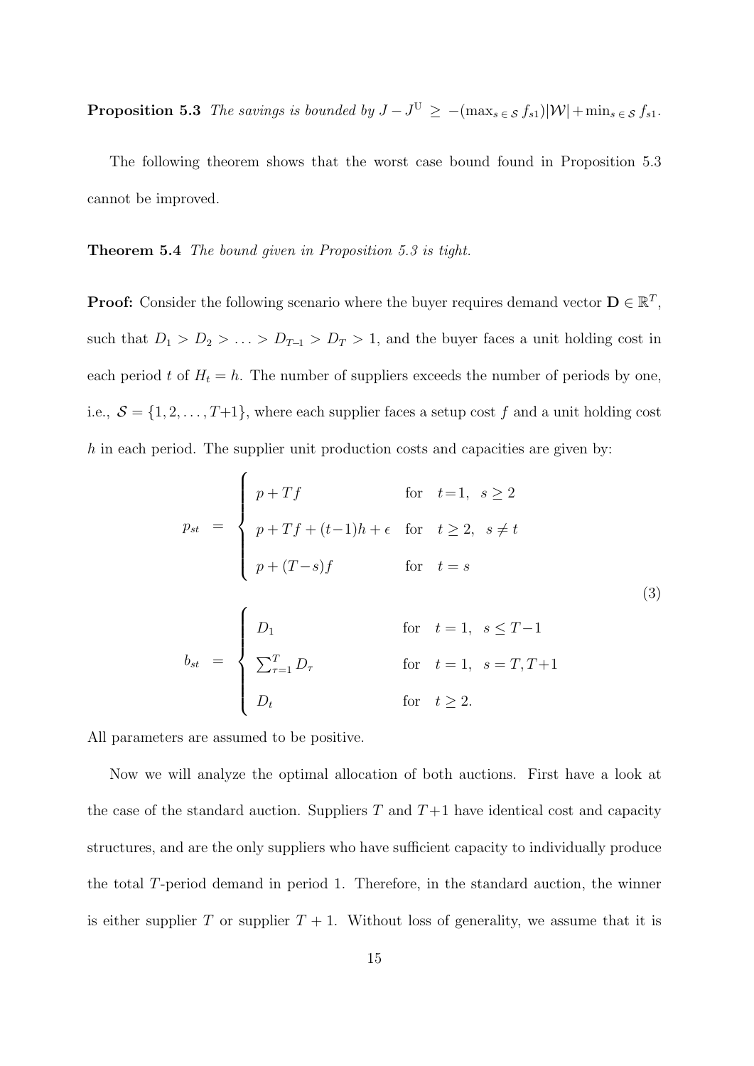**Proposition 5.3** *The savings is bounded by $J - J^{\mathrm{U}} \geq -(\max_{s \in \mathcal{S}} f_{s1})|\mathcal{W}| + \min_{s \in \mathcal{S}} f_{s1}$.*

The following theorem shows that the worst case bound found in Proposition 5.3 cannot be improved.

**Theorem 5.4** *The bound given in Proposition 5.3 is tight.*

**Proof:** Consider the following scenario where the buyer requires demand vector $\mathbf{D} \in \mathbb{R}^T$, such that $D_1 > D_2 > \ldots > D_{T-1} > D_T > 1$, and the buyer faces a unit holding cost in each period $t$ of $H_t = h$. The number of suppliers exceeds the number of periods by one, i.e., $\mathcal{S} = \{1, 2, \ldots, T+1\}$, where each supplier faces a setup cost $f$ and a unit holding cost $h$ in each period. The supplier unit production costs and capacities are given by:

$$
\begin{aligned}
p_{st} &= \begin{cases} p + Tf & \text{for} \quad t=1, \quad s \geq 2 \\ p + Tf + (t-1)h + \epsilon & \text{for} \quad t \geq 2, \quad s \neq t \\ p + (T-s)f & \text{for} \quad t = s \end{cases} \\
b_{st} &= \begin{cases} D_1 & \text{for} \quad t = 1, \quad s \leq T-1 \\ \sum_{\tau=1}^{T} D_\tau & \text{for} \quad t = 1, \quad s = T, T+1 \\ D_t & \text{for} \quad t \geq 2. \end{cases}
\end{aligned}
\tag{3}
$$

All parameters are assumed to be positive.

Now we will analyze the optimal allocation of both auctions. First have a look at the case of the standard auction. Suppliers $T$ and $T+1$ have identical cost and capacity structures, and are the only suppliers who have sufficient capacity to individually produce the total $T$-period demand in period 1. Therefore, in the standard auction, the winner is either supplier $T$ or supplier $T+1$. Without loss of generality, we assume that it is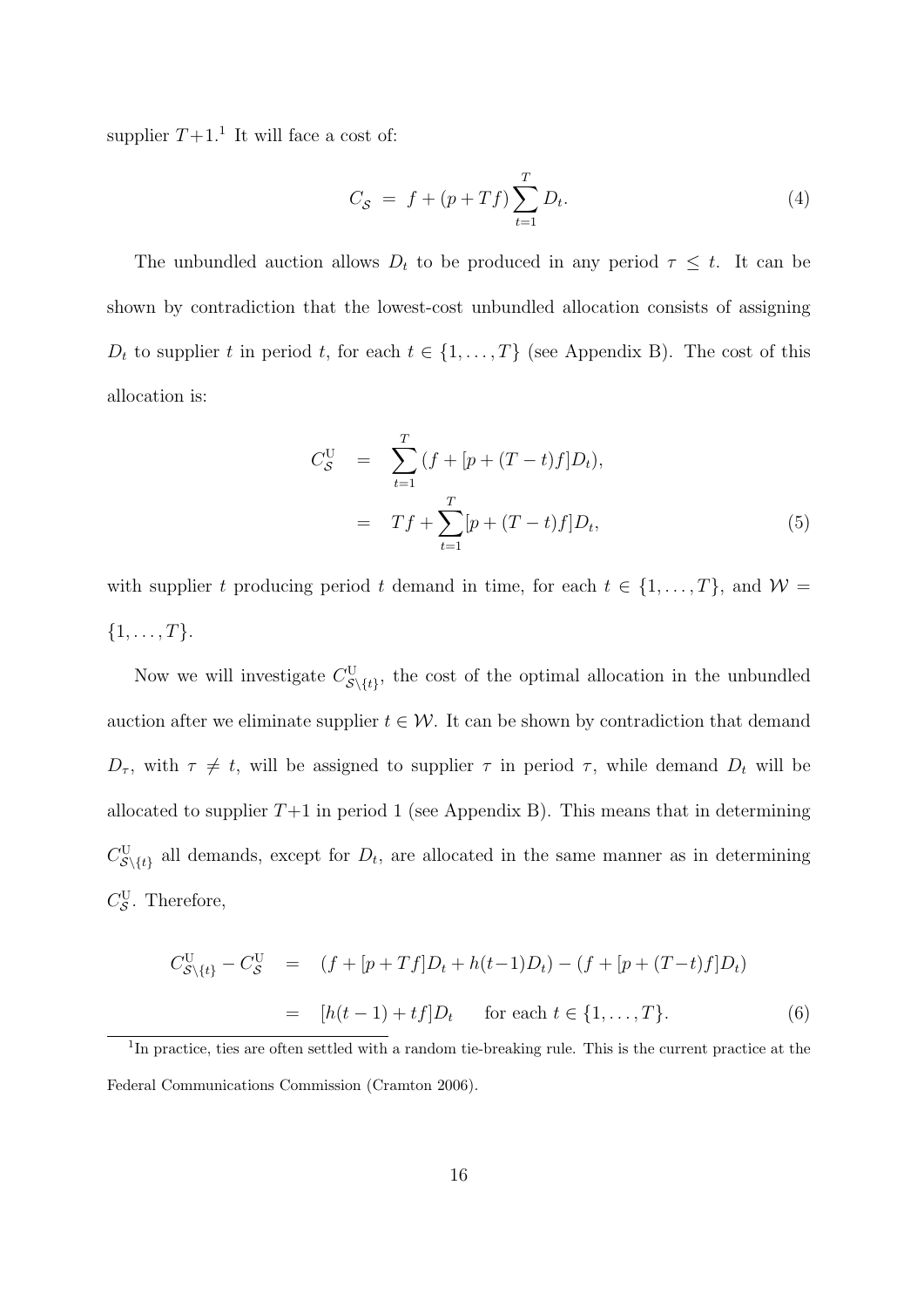supplier $T+1$.[1] It will face a cost of:

$$C_{\mathcal{S}} \;=\; f + (p + Tf)\sum_{t=1}^{T} D_t. \tag{4}$$

The unbundled auction allows $D_t$ to be produced in any period $\tau \leq t$. It can be shown by contradiction that the lowest-cost unbundled allocation consists of assigning $D_t$ to supplier $t$ in period $t$, for each $t \in \{1, \ldots, T\}$ (see Appendix B). The cost of this allocation is:

$$\begin{aligned} C^{\mathrm{U}}_{\mathcal{S}} &= \sum_{t=1}^{T}(f + [p + (T-t)f]D_t), \\ &= Tf + \sum_{t=1}^{T}[p + (T-t)f]D_t, \end{aligned} \tag{5}$$

with supplier $t$ producing period $t$ demand in time, for each $t \in \{1, \ldots, T\}$, and $\mathcal{W} = \{1, \ldots, T\}$.

Now we will investigate $C^{\mathrm{U}}_{\mathcal{S}\setminus\{t\}}$, the cost of the optimal allocation in the unbundled auction after we eliminate supplier $t \in \mathcal{W}$. It can be shown by contradiction that demand $D_\tau$, with $\tau \neq t$, will be assigned to supplier $\tau$ in period $\tau$, while demand $D_t$ will be allocated to supplier $T+1$ in period 1 (see Appendix B). This means that in determining $C^{\mathrm{U}}_{\mathcal{S}\setminus\{t\}}$ all demands, except for $D_t$, are allocated in the same manner as in determining $C^{\mathrm{U}}_{\mathcal{S}}$. Therefore,

$$\begin{aligned} C^{\mathrm{U}}_{\mathcal{S}\setminus\{t\}} - C^{\mathrm{U}}_{\mathcal{S}} &= (f + [p + Tf]D_t + h(t-1)D_t) - (f + [p + (T-t)f]D_t) \\ &= [h(t-1) + tf]D_t \qquad \text{for each } t \in \{1, \ldots, T\}. \end{aligned} \tag{6}$$

[1] In practice, ties are often settled with a random tie-breaking rule. This is the current practice at the Federal Communications Commission (Cramton 2006).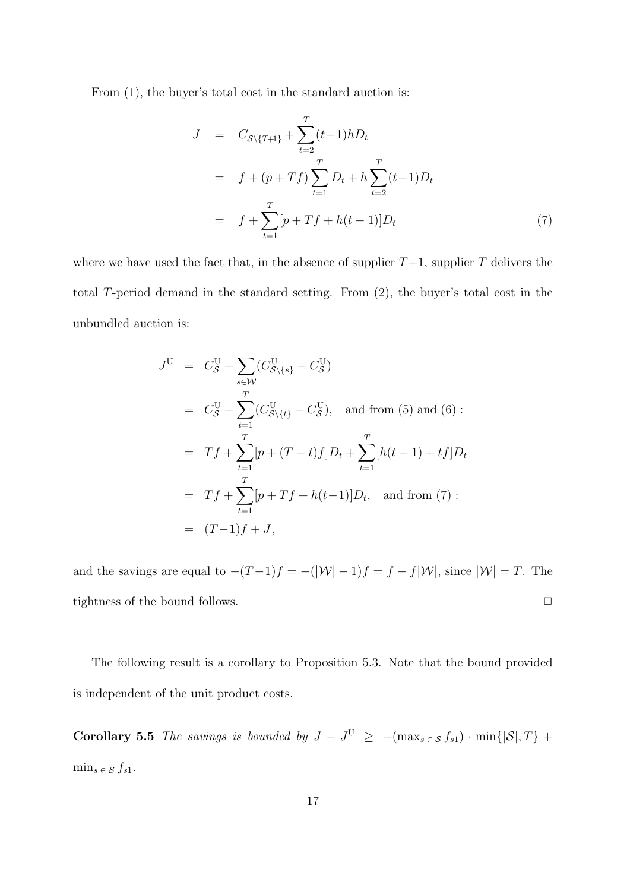From (1), the buyer's total cost in the standard auction is:

$$
\begin{aligned}
J &= C_{\mathcal{S}\setminus\{T+1\}} + \sum_{t=2}^{T}(t-1)hD_t \\
&= f + (p+Tf)\sum_{t=1}^{T} D_t + h\sum_{t=2}^{T}(t-1)D_t \\
&= f + \sum_{t=1}^{T}[p + Tf + h(t-1)]D_t
\end{aligned} \tag{7}
$$

where we have used the fact that, in the absence of supplier $T+1$, supplier $T$ delivers the total $T$-period demand in the standard setting. From (2), the buyer's total cost in the unbundled auction is:

$$
\begin{aligned}
J^{\mathrm{U}} &= C^{\mathrm{U}}_{\mathcal{S}} + \sum_{s\in\mathcal{W}}(C^{\mathrm{U}}_{\mathcal{S}\setminus\{s\}} - C^{\mathrm{U}}_{\mathcal{S}}) \\
&= C^{\mathrm{U}}_{\mathcal{S}} + \sum_{t=1}^{T}(C^{\mathrm{U}}_{\mathcal{S}\setminus\{t\}} - C^{\mathrm{U}}_{\mathcal{S}}), \quad \text{and from (5) and (6)}: \\
&= Tf + \sum_{t=1}^{T}[p + (T-t)f]D_t + \sum_{t=1}^{T}[h(t-1) + tf]D_t \\
&= Tf + \sum_{t=1}^{T}[p + Tf + h(t-1)]D_t, \quad \text{and from (7)}: \\
&= (T-1)f + J,
\end{aligned}
$$

and the savings are equal to $-(T-1)f = -(|\mathcal{W}|-1)f = f - f|\mathcal{W}|$, since $|\mathcal{W}| = T$. The tightness of the bound follows. □

The following result is a corollary to Proposition 5.3. Note that the bound provided is independent of the unit product costs.

**Corollary 5.5** *The savings is bounded by* $J - J^{\mathrm{U}} \geq -(\max_{s\in\mathcal{S}} f_{s1}) \cdot \min\{|\mathcal{S}|, T\} + \min_{s\in\mathcal{S}} f_{s1}$.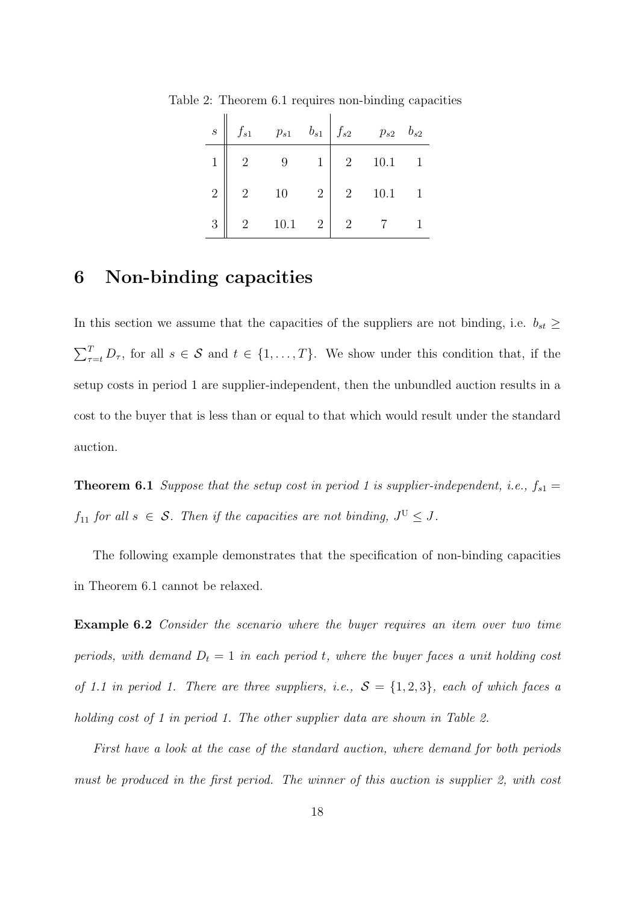Table 2: Theorem 6.1 requires non-binding capacities

| $s$ | $f_{s1}$ | $p_{s1}$ | $b_{s1}$ | $f_{s2}$ | $p_{s2}$ | $b_{s2}$ |
|---|---|---|---|---|---|---|
| 1 | 2 | 9 | 1 | 2 | 10.1 | 1 |
| 2 | 2 | 10 | 2 | 2 | 10.1 | 1 |
| 3 | 2 | 10.1 | 2 | 2 | 7 | 1 |

# 6 Non-binding capacities

In this section we assume that the capacities of the suppliers are not binding, i.e. $b_{st} \geq \sum_{\tau=t}^{T} D_\tau$, for all $s \in \mathcal{S}$ and $t \in \{1, \ldots, T\}$. We show under this condition that, if the setup costs in period 1 are supplier-independent, then the unbundled auction results in a cost to the buyer that is less than or equal to that which would result under the standard auction.

**Theorem 6.1** *Suppose that the setup cost in period 1 is supplier-independent, i.e., $f_{s1} = f_{11}$ for all $s \in \mathcal{S}$. Then if the capacities are not binding, $J^{\mathrm{U}} \leq J$.*

The following example demonstrates that the specification of non-binding capacities in Theorem 6.1 cannot be relaxed.

**Example 6.2** *Consider the scenario where the buyer requires an item over two time periods, with demand $D_t = 1$ in each period $t$, where the buyer faces a unit holding cost of 1.1 in period 1. There are three suppliers, i.e., $\mathcal{S} = \{1, 2, 3\}$, each of which faces a holding cost of 1 in period 1. The other supplier data are shown in Table 2.*

*First have a look at the case of the standard auction, where demand for both periods must be produced in the first period. The winner of this auction is supplier 2, with cost*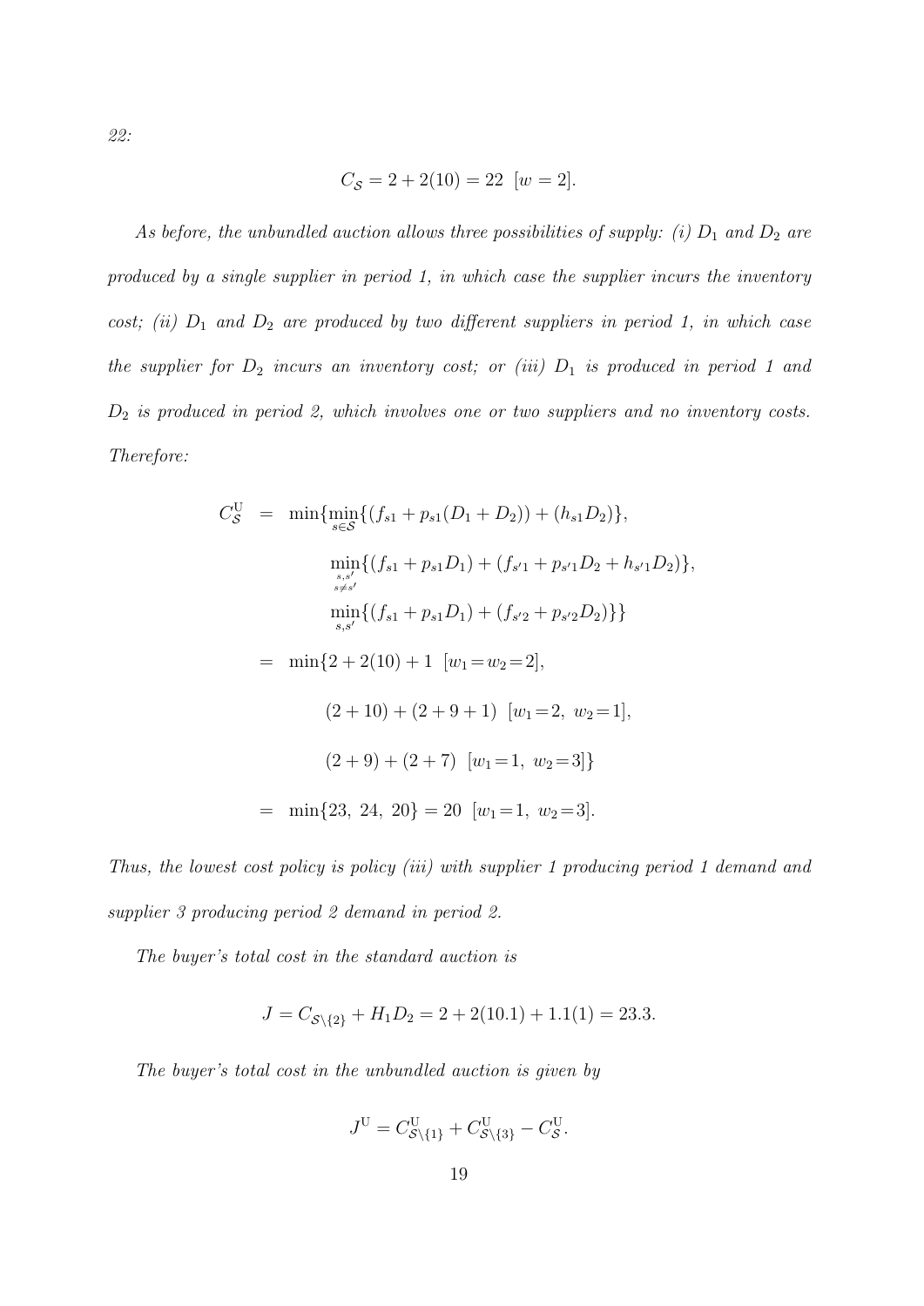*22:*

$$C_{\mathcal{S}} = 2 + 2(10) = 22 \ \ [w = 2].$$

*As before, the unbundled auction allows three possibilities of supply: (i) $D_1$ and $D_2$ are produced by a single supplier in period 1, in which case the supplier incurs the inventory cost; (ii) $D_1$ and $D_2$ are produced by two different suppliers in period 1, in which case the supplier for $D_2$ incurs an inventory cost; or (iii) $D_1$ is produced in period 1 and $D_2$ is produced in period 2, which involves one or two suppliers and no inventory costs. Therefore:*

$$\begin{aligned}
C_{\mathcal{S}}^{\mathrm{U}} &= \min\{\min_{s\in\mathcal{S}}\{(f_{s1} + p_{s1}(D_1 + D_2)) + (h_{s1}D_2)\},\\
&\qquad \min_{\substack{s,s'\\ s\neq s'}}\{(f_{s1} + p_{s1}D_1) + (f_{s'1} + p_{s'1}D_2 + h_{s'1}D_2)\},\\
&\qquad \min_{s,s'}\{(f_{s1} + p_{s1}D_1) + (f_{s'2} + p_{s'2}D_2)\}\}\\
&= \min\{2 + 2(10) + 1 \ \ [w_1 = w_2 = 2],\\
&\qquad (2 + 10) + (2 + 9 + 1) \ \ [w_1 = 2, \ w_2 = 1],\\
&\qquad (2 + 9) + (2 + 7) \ \ [w_1 = 1, \ w_2 = 3]\}\\
&= \min\{23, \ 24, \ 20\} = 20 \ \ [w_1 = 1, \ w_2 = 3].
\end{aligned}$$

*Thus, the lowest cost policy is policy (iii) with supplier 1 producing period 1 demand and supplier 3 producing period 2 demand in period 2.*

*The buyer's total cost in the standard auction is*

$$J = C_{\mathcal{S}\setminus\{2\}} + H_1 D_2 = 2 + 2(10.1) + 1.1(1) = 23.3.$$

*The buyer's total cost in the unbundled auction is given by*

$$J^{\mathrm{U}} = C_{\mathcal{S}\setminus\{1\}}^{\mathrm{U}} + C_{\mathcal{S}\setminus\{3\}}^{\mathrm{U}} - C_{\mathcal{S}}^{\mathrm{U}}.$$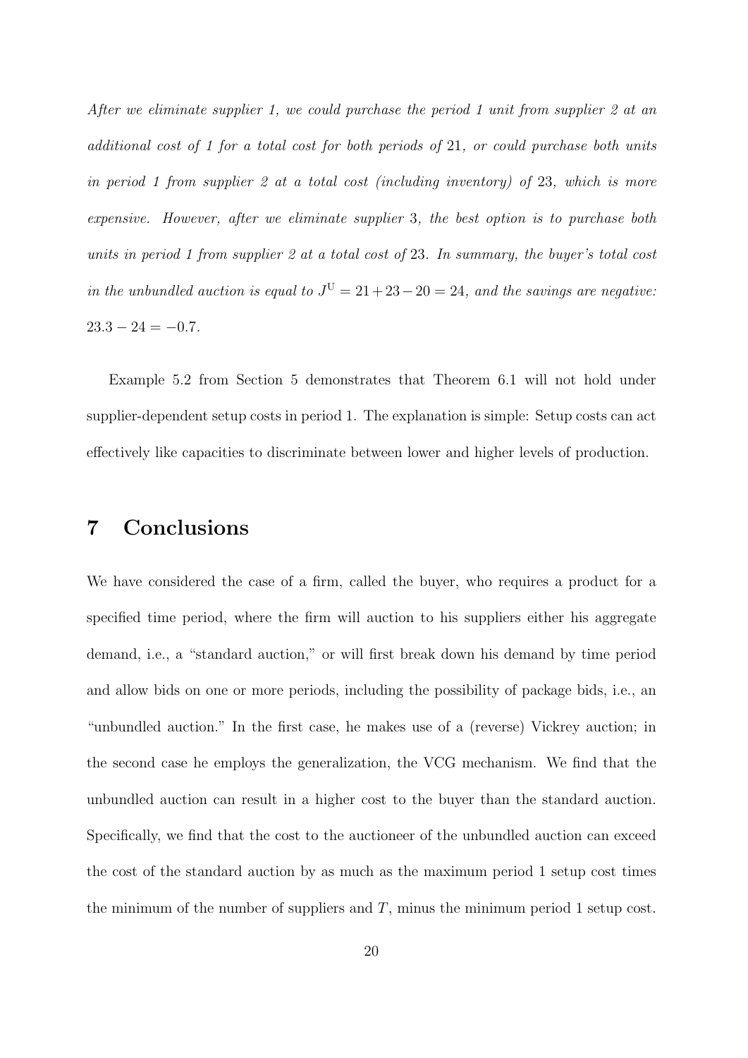*After we eliminate supplier 1, we could purchase the period 1 unit from supplier 2 at an additional cost of 1 for a total cost for both periods of* 21*, or could purchase both units in period 1 from supplier 2 at a total cost (including inventory) of* 23*, which is more expensive. However, after we eliminate supplier* 3*, the best option is to purchase both units in period 1 from supplier 2 at a total cost of* 23*. In summary, the buyer's total cost in the unbundled auction is equal to* $J^{\mathrm{U}} = 21 + 23 - 20 = 24$*, and the savings are negative:* $23.3 - 24 = -0.7$.

Example 5.2 from Section 5 demonstrates that Theorem 6.1 will not hold under supplier-dependent setup costs in period 1. The explanation is simple: Setup costs can act effectively like capacities to discriminate between lower and higher levels of production.

# 7 Conclusions

We have considered the case of a firm, called the buyer, who requires a product for a specified time period, where the firm will auction to his suppliers either his aggregate demand, i.e., a "standard auction," or will first break down his demand by time period and allow bids on one or more periods, including the possibility of package bids, i.e., an "unbundled auction." In the first case, he makes use of a (reverse) Vickrey auction; in the second case he employs the generalization, the VCG mechanism. We find that the unbundled auction can result in a higher cost to the buyer than the standard auction. Specifically, we find that the cost to the auctioneer of the unbundled auction can exceed the cost of the standard auction by as much as the maximum period 1 setup cost times the minimum of the number of suppliers and $T$, minus the minimum period 1 setup cost.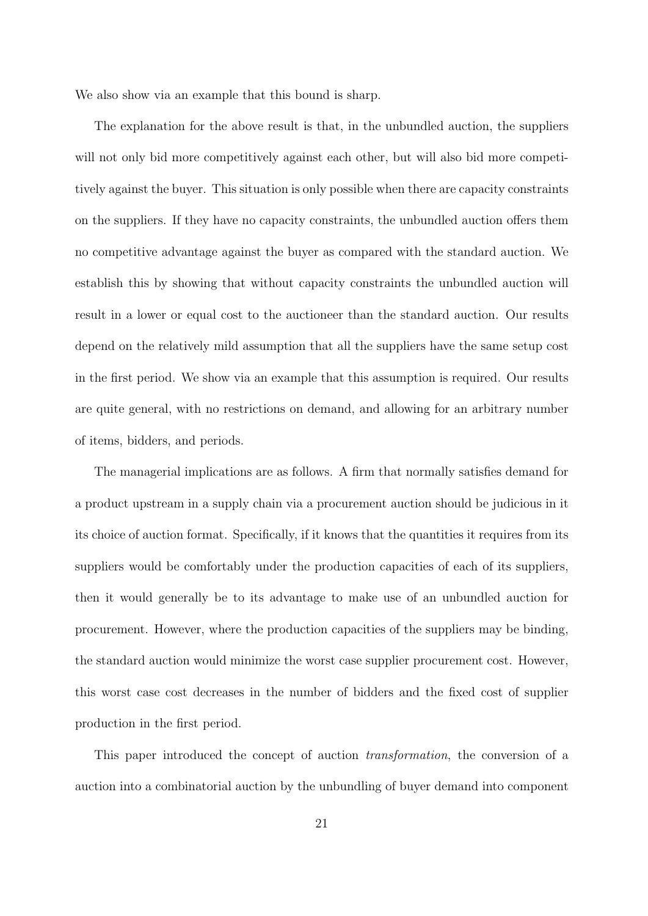We also show via an example that this bound is sharp.

The explanation for the above result is that, in the unbundled auction, the suppliers will not only bid more competitively against each other, but will also bid more competitively against the buyer. This situation is only possible when there are capacity constraints on the suppliers. If they have no capacity constraints, the unbundled auction offers them no competitive advantage against the buyer as compared with the standard auction. We establish this by showing that without capacity constraints the unbundled auction will result in a lower or equal cost to the auctioneer than the standard auction. Our results depend on the relatively mild assumption that all the suppliers have the same setup cost in the first period. We show via an example that this assumption is required. Our results are quite general, with no restrictions on demand, and allowing for an arbitrary number of items, bidders, and periods.

The managerial implications are as follows. A firm that normally satisfies demand for a product upstream in a supply chain via a procurement auction should be judicious in it its choice of auction format. Specifically, if it knows that the quantities it requires from its suppliers would be comfortably under the production capacities of each of its suppliers, then it would generally be to its advantage to make use of an unbundled auction for procurement. However, where the production capacities of the suppliers may be binding, the standard auction would minimize the worst case supplier procurement cost. However, this worst case cost decreases in the number of bidders and the fixed cost of supplier production in the first period.

This paper introduced the concept of auction *transformation*, the conversion of a auction into a combinatorial auction by the unbundling of buyer demand into component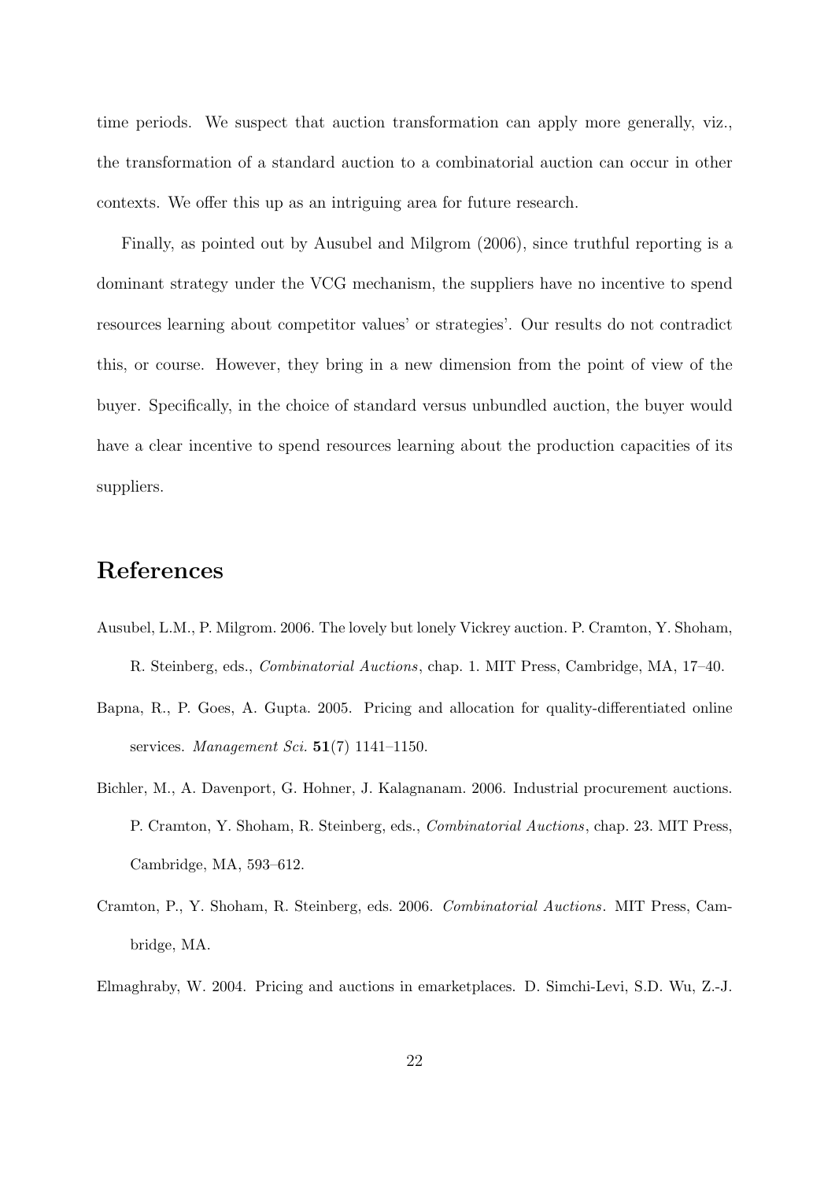time periods. We suspect that auction transformation can apply more generally, viz., the transformation of a standard auction to a combinatorial auction can occur in other contexts. We offer this up as an intriguing area for future research.

Finally, as pointed out by Ausubel and Milgrom (2006), since truthful reporting is a dominant strategy under the VCG mechanism, the suppliers have no incentive to spend resources learning about competitor values' or strategies'. Our results do not contradict this, or course. However, they bring in a new dimension from the point of view of the buyer. Specifically, in the choice of standard versus unbundled auction, the buyer would have a clear incentive to spend resources learning about the production capacities of its suppliers.

# References

Ausubel, L.M., P. Milgrom. 2006. The lovely but lonely Vickrey auction. P. Cramton, Y. Shoham, R. Steinberg, eds., *Combinatorial Auctions*, chap. 1. MIT Press, Cambridge, MA, 17–40.

Bapna, R., P. Goes, A. Gupta. 2005. Pricing and allocation for quality-differentiated online services. *Management Sci.* **51**(7) 1141–1150.

Bichler, M., A. Davenport, G. Hohner, J. Kalagnanam. 2006. Industrial procurement auctions. P. Cramton, Y. Shoham, R. Steinberg, eds., *Combinatorial Auctions*, chap. 23. MIT Press, Cambridge, MA, 593–612.

Cramton, P., Y. Shoham, R. Steinberg, eds. 2006. *Combinatorial Auctions*. MIT Press, Cambridge, MA.

Elmaghraby, W. 2004. Pricing and auctions in emarketplaces. D. Simchi-Levi, S.D. Wu, Z.-J.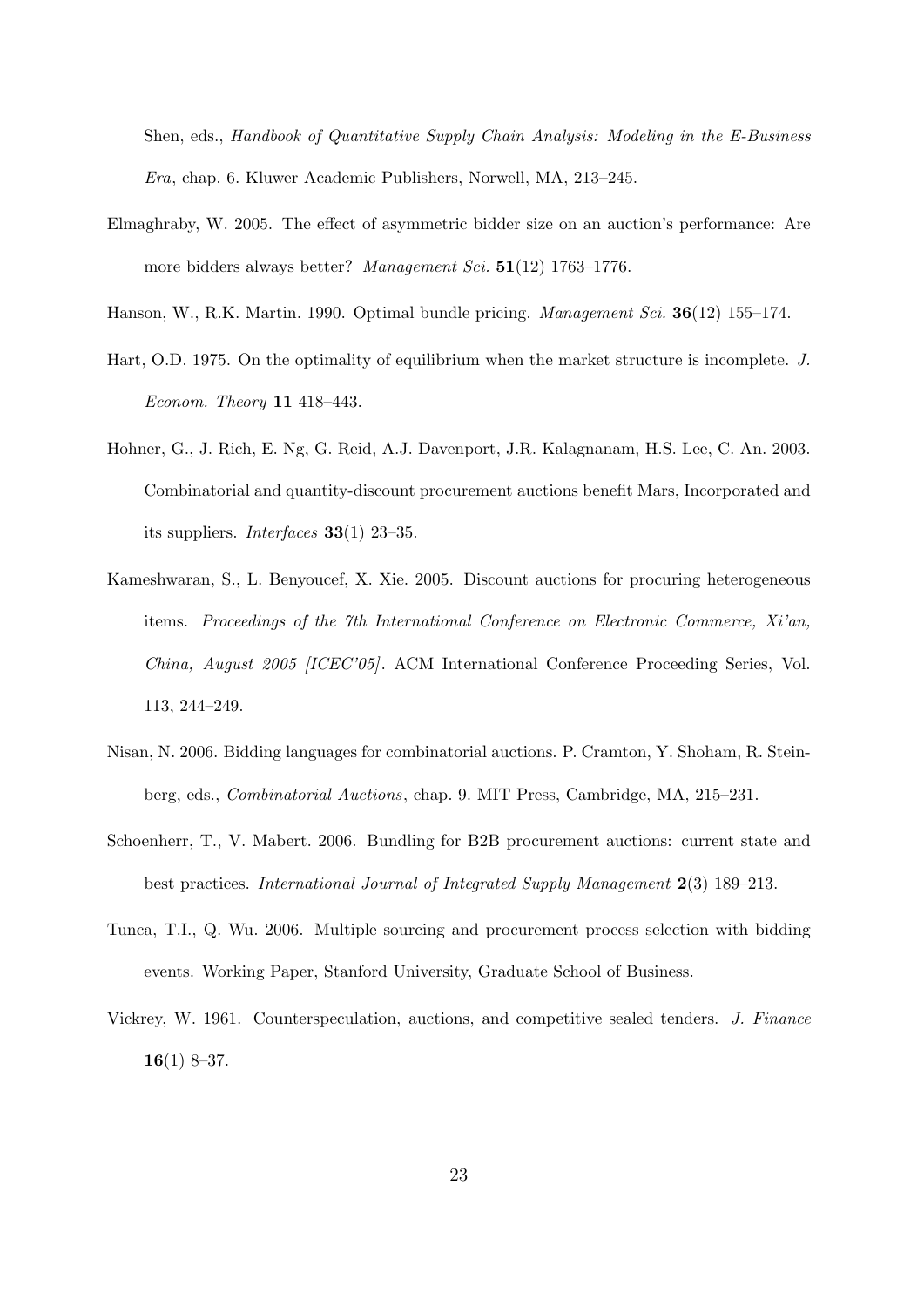Shen, eds., *Handbook of Quantitative Supply Chain Analysis: Modeling in the E-Business Era*, chap. 6. Kluwer Academic Publishers, Norwell, MA, 213–245.

Elmaghraby, W. 2005. The effect of asymmetric bidder size on an auction's performance: Are more bidders always better? *Management Sci.* **51**(12) 1763–1776.

Hanson, W., R.K. Martin. 1990. Optimal bundle pricing. *Management Sci.* **36**(12) 155–174.

Hart, O.D. 1975. On the optimality of equilibrium when the market structure is incomplete. *J. Econom. Theory* **11** 418–443.

Hohner, G., J. Rich, E. Ng, G. Reid, A.J. Davenport, J.R. Kalagnanam, H.S. Lee, C. An. 2003. Combinatorial and quantity-discount procurement auctions benefit Mars, Incorporated and its suppliers. *Interfaces* **33**(1) 23–35.

Kameshwaran, S., L. Benyoucef, X. Xie. 2005. Discount auctions for procuring heterogeneous items. *Proceedings of the 7th International Conference on Electronic Commerce, Xi'an, China, August 2005 [ICEC'05]*. ACM International Conference Proceeding Series, Vol. 113, 244–249.

Nisan, N. 2006. Bidding languages for combinatorial auctions. P. Cramton, Y. Shoham, R. Steinberg, eds., *Combinatorial Auctions*, chap. 9. MIT Press, Cambridge, MA, 215–231.

Schoenherr, T., V. Mabert. 2006. Bundling for B2B procurement auctions: current state and best practices. *International Journal of Integrated Supply Management* **2**(3) 189–213.

Tunca, T.I., Q. Wu. 2006. Multiple sourcing and procurement process selection with bidding events. Working Paper, Stanford University, Graduate School of Business.

Vickrey, W. 1961. Counterspeculation, auctions, and competitive sealed tenders. *J. Finance* **16**(1) 8–37.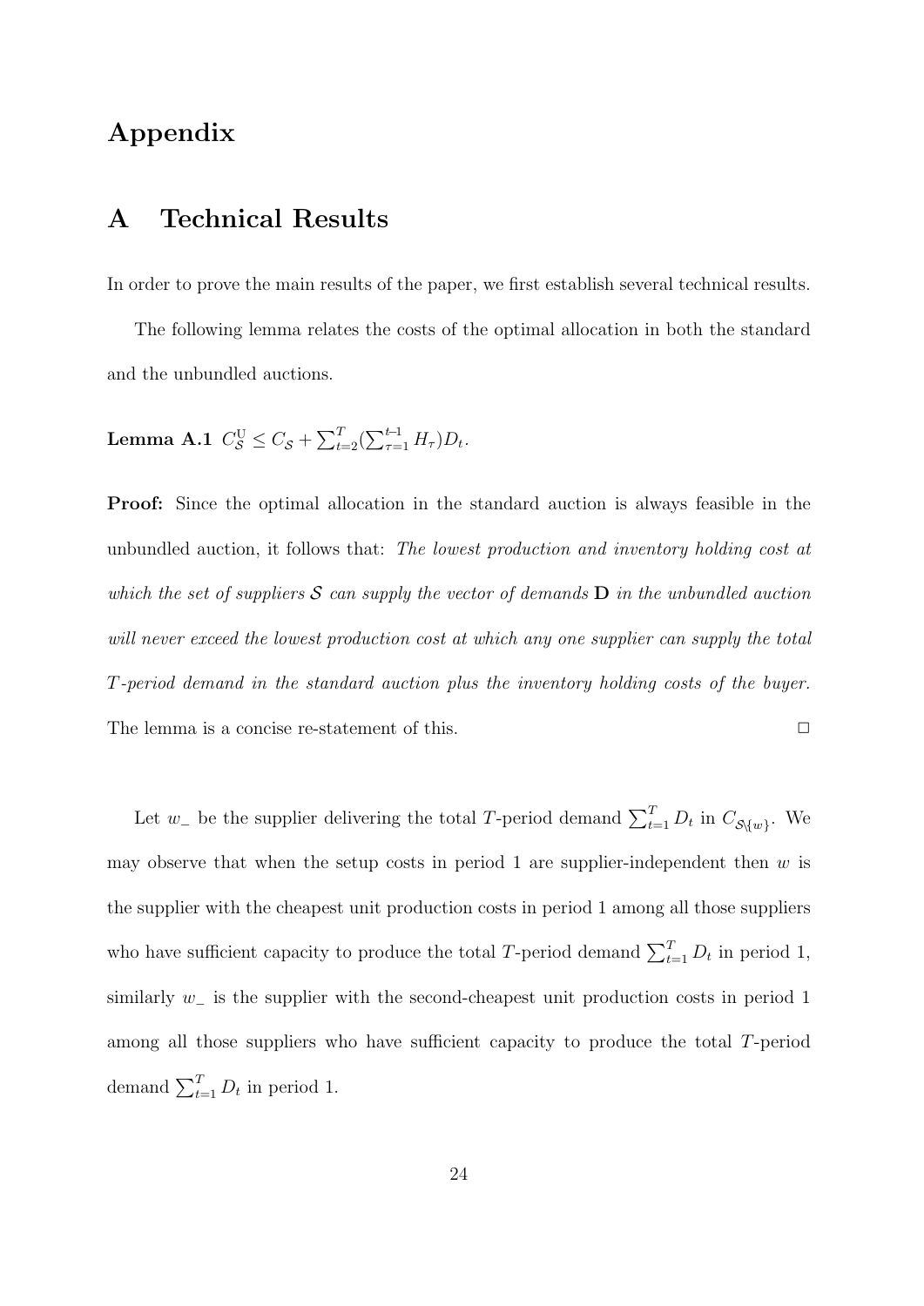# Appendix

## A Technical Results

In order to prove the main results of the paper, we first establish several technical results.

The following lemma relates the costs of the optimal allocation in both the standard and the unbundled auctions.

**Lemma A.1** $C^{\mathrm{U}}_{\mathcal{S}} \leq C_{\mathcal{S}} + \sum_{t=2}^{T}(\sum_{\tau=1}^{t-1} H_\tau)D_t$.

**Proof:** Since the optimal allocation in the standard auction is always feasible in the unbundled auction, it follows that: *The lowest production and inventory holding cost at which the set of suppliers $\mathcal{S}$ can supply the vector of demands $\mathbf{D}$ in the unbundled auction will never exceed the lowest production cost at which any one supplier can supply the total $T$-period demand in the standard auction plus the inventory holding costs of the buyer.* The lemma is a concise re-statement of this. □

Let $w_-$ be the supplier delivering the total $T$-period demand $\sum_{t=1}^{T} D_t$ in $C_{\mathcal{S}\setminus\{w\}}$. We may observe that when the setup costs in period 1 are supplier-independent then $w$ is the supplier with the cheapest unit production costs in period 1 among all those suppliers who have sufficient capacity to produce the total $T$-period demand $\sum_{t=1}^{T} D_t$ in period 1, similarly $w_-$ is the supplier with the second-cheapest unit production costs in period 1 among all those suppliers who have sufficient capacity to produce the total $T$-period demand $\sum_{t=1}^{T} D_t$ in period 1.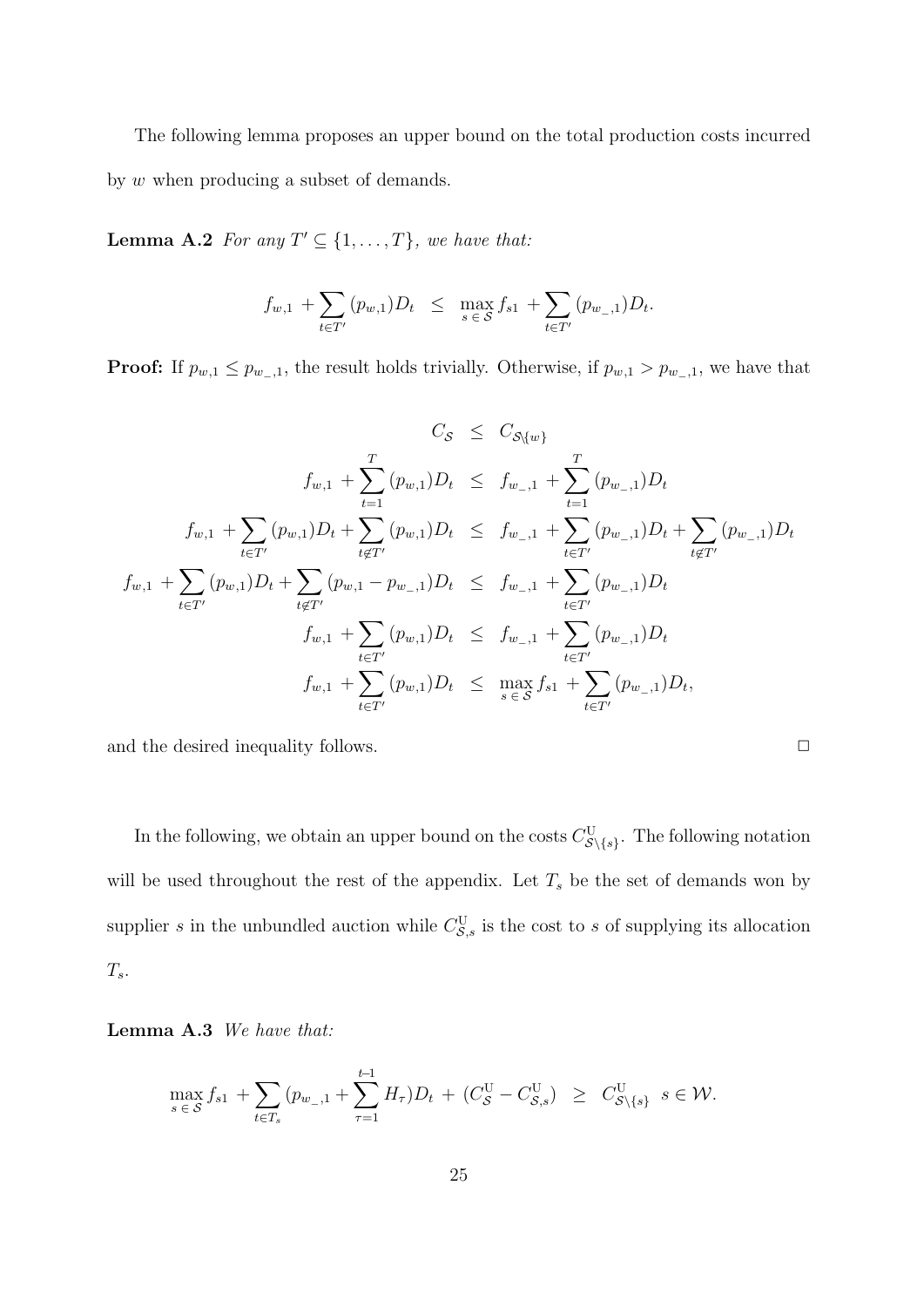The following lemma proposes an upper bound on the total production costs incurred by $w$ when producing a subset of demands.

**Lemma A.2** *For any $T' \subseteq \{1, \ldots, T\}$, we have that:*

$$f_{w,1} + \sum_{t \in T'} (p_{w,1}) D_t \;\; \leq \;\; \max_{s \,\in\, \mathcal{S}} f_{s1} + \sum_{t \in T'} (p_{w\_,1}) D_t.$$

**Proof:** If $p_{w,1} \leq p_{w\_,1}$, the result holds trivially. Otherwise, if $p_{w,1} > p_{w\_,1}$, we have that

$$\begin{array}{rcl}
C_{\mathcal{S}} & \leq & C_{\mathcal{S}\backslash\{w\}} \\
f_{w,1} + \sum_{t=1}^{T} (p_{w,1}) D_t & \leq & f_{w\_,1} + \sum_{t=1}^{T} (p_{w\_,1}) D_t \\
f_{w,1} + \sum_{t \in T'} (p_{w,1}) D_t + \sum_{t \notin T'} (p_{w,1}) D_t & \leq & f_{w\_,1} + \sum_{t \in T'} (p_{w\_,1}) D_t + \sum_{t \notin T'} (p_{w\_,1}) D_t \\
f_{w,1} + \sum_{t \in T'} (p_{w,1}) D_t + \sum_{t \notin T'} (p_{w,1} - p_{w\_,1}) D_t & \leq & f_{w\_,1} + \sum_{t \in T'} (p_{w\_,1}) D_t \\
f_{w,1} + \sum_{t \in T'} (p_{w,1}) D_t & \leq & f_{w\_,1} + \sum_{t \in T'} (p_{w\_,1}) D_t \\
f_{w,1} + \sum_{t \in T'} (p_{w,1}) D_t & \leq & \max_{s \,\in\, \mathcal{S}} f_{s1} + \sum_{t \in T'} (p_{w\_,1}) D_t,
\end{array}$$

and the desired inequality follows. $\square$

In the following, we obtain an upper bound on the costs $C^{\text{U}}_{\mathcal{S}\setminus\{s\}}$. The following notation will be used throughout the rest of the appendix. Let $T_s$ be the set of demands won by supplier $s$ in the unbundled auction while $C^{\text{U}}_{\mathcal{S},s}$ is the cost to $s$ of supplying its allocation $T_s$.

**Lemma A.3** *We have that:*

$$\max_{s \,\in\, \mathcal{S}} f_{s1} + \sum_{t \in T_s} (p_{w\_,1} + \sum_{\tau=1}^{t-1} H_\tau) D_t \; + \; (C^{\text{U}}_{\mathcal{S}} - C^{\text{U}}_{\mathcal{S},s}) \;\; \geq \;\; C^{\text{U}}_{\mathcal{S}\setminus\{s\}} \;\; s \in \mathcal{W}.$$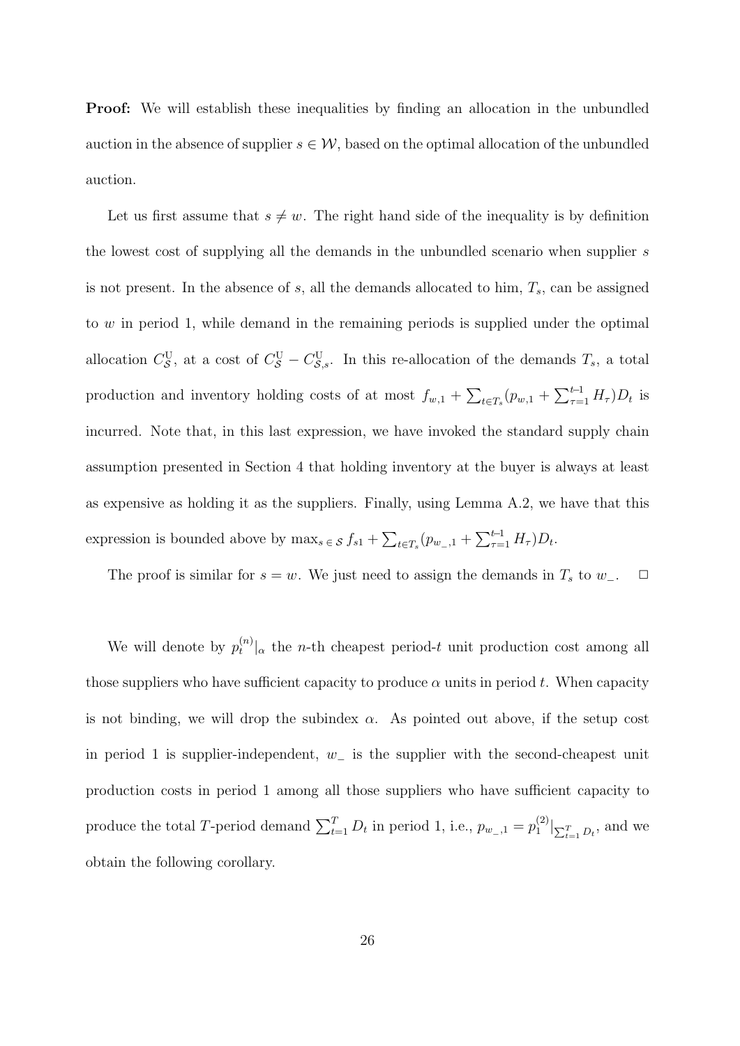**Proof:** We will establish these inequalities by finding an allocation in the unbundled auction in the absence of supplier $s \in \mathcal{W}$, based on the optimal allocation of the unbundled auction.

Let us first assume that $s \neq w$. The right hand side of the inequality is by definition the lowest cost of supplying all the demands in the unbundled scenario when supplier $s$ is not present. In the absence of $s$, all the demands allocated to him, $T_s$, can be assigned to $w$ in period 1, while demand in the remaining periods is supplied under the optimal allocation $C^{\mathrm{U}}_{\mathcal{S}}$, at a cost of $C^{\mathrm{U}}_{\mathcal{S}} - C^{\mathrm{U}}_{\mathcal{S},s}$. In this re-allocation of the demands $T_s$, a total production and inventory holding costs of at most $f_{w,1} + \sum_{t \in T_s}(p_{w,1} + \sum_{\tau=1}^{t-1} H_\tau)D_t$ is incurred. Note that, in this last expression, we have invoked the standard supply chain assumption presented in Section 4 that holding inventory at the buyer is always at least as expensive as holding it as the suppliers. Finally, using Lemma A.2, we have that this expression is bounded above by $\max_{s \in \mathcal{S}} f_{s1} + \sum_{t \in T_s}(p_{w_-,1} + \sum_{\tau=1}^{t-1} H_\tau)D_t$.

The proof is similar for $s = w$. We just need to assign the demands in $T_s$ to $w_-$. $\square$

We will denote by $p_t^{(n)}|_\alpha$ the $n$-th cheapest period-$t$ unit production cost among all those suppliers who have sufficient capacity to produce $\alpha$ units in period $t$. When capacity is not binding, we will drop the subindex $\alpha$. As pointed out above, if the setup cost in period 1 is supplier-independent, $w_-$ is the supplier with the second-cheapest unit production costs in period 1 among all those suppliers who have sufficient capacity to produce the total $T$-period demand $\sum_{t=1}^T D_t$ in period 1, i.e., $p_{w_-,1} = p_1^{(2)}|_{\sum_{t=1}^T D_t}$, and we obtain the following corollary.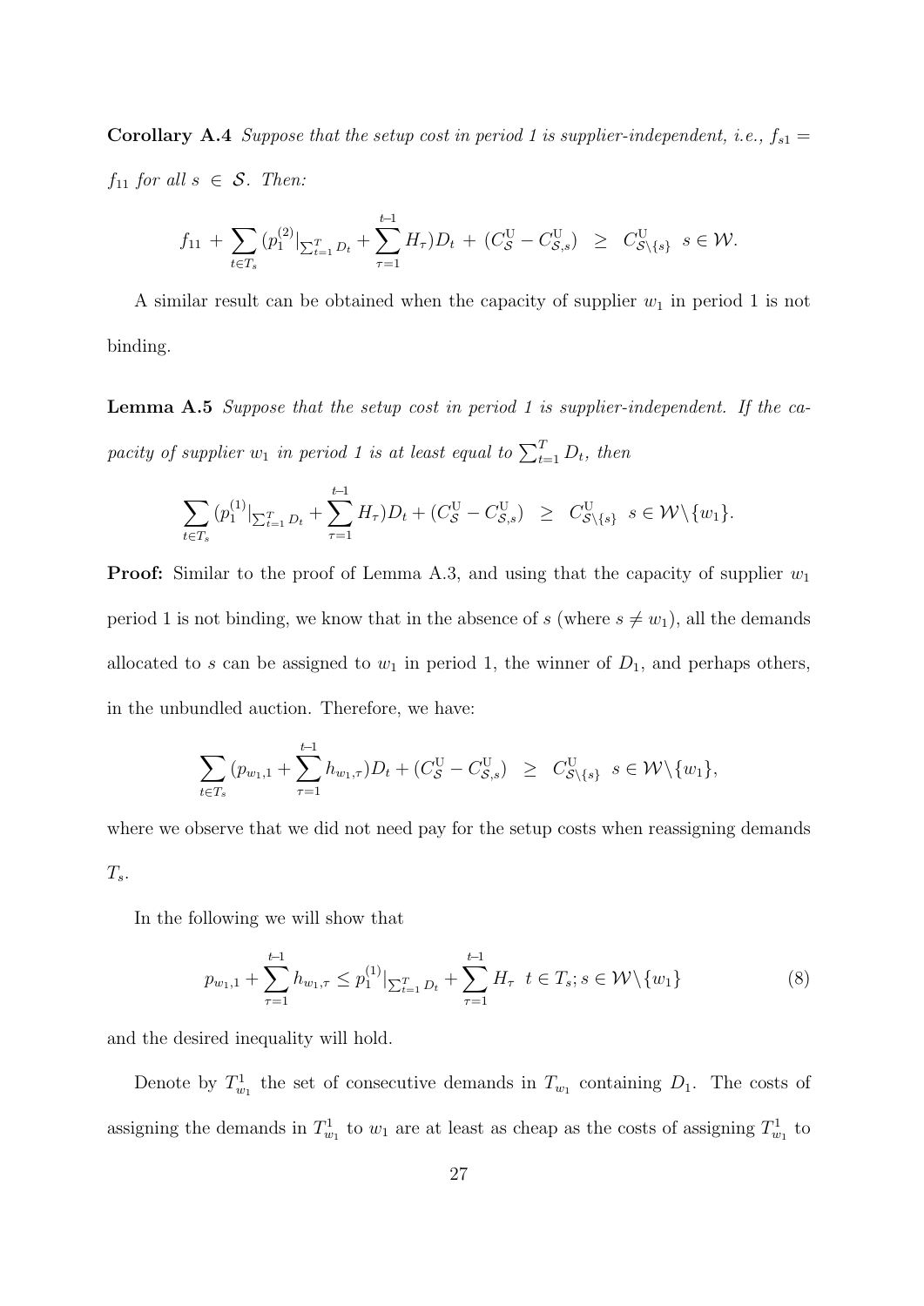**Corollary A.4** *Suppose that the setup cost in period 1 is supplier-independent, i.e., $f_{s1} = f_{11}$ for all $s \in \mathcal{S}$. Then:*

$$f_{11} \, + \sum_{t \in T_s} (p_1^{(2)}|_{\sum_{t=1}^T D_t} + \sum_{\tau=1}^{t-1} H_\tau) D_t \, + \, (C_{\mathcal{S}}^{\mathrm{U}} - C_{\mathcal{S},s}^{\mathrm{U}}) \;\; \geq \;\; C_{\mathcal{S} \setminus \{s\}}^{\mathrm{U}} \;\; s \in \mathcal{W}.$$

A similar result can be obtained when the capacity of supplier $w_1$ in period 1 is not binding.

**Lemma A.5** *Suppose that the setup cost in period 1 is supplier-independent. If the capacity of supplier $w_1$ in period 1 is at least equal to $\sum_{t=1}^T D_t$, then*

$$\sum_{t \in T_s} (p_1^{(1)}|_{\sum_{t=1}^T D_t} + \sum_{\tau=1}^{t-1} H_\tau) D_t + (C_{\mathcal{S}}^{\mathrm{U}} - C_{\mathcal{S},s}^{\mathrm{U}}) \;\; \geq \;\; C_{\mathcal{S} \setminus \{s\}}^{\mathrm{U}} \;\; s \in \mathcal{W} \setminus \{w_1\}.$$

**Proof:** Similar to the proof of Lemma A.3, and using that the capacity of supplier $w_1$ period 1 is not binding, we know that in the absence of $s$ (where $s \neq w_1$), all the demands allocated to $s$ can be assigned to $w_1$ in period 1, the winner of $D_1$, and perhaps others, in the unbundled auction. Therefore, we have:

$$\sum_{t \in T_s} (p_{w_1,1} + \sum_{\tau=1}^{t-1} h_{w_1,\tau}) D_t + (C_{\mathcal{S}}^{\mathrm{U}} - C_{\mathcal{S},s}^{\mathrm{U}}) \;\; \geq \;\; C_{\mathcal{S} \setminus \{s\}}^{\mathrm{U}} \;\; s \in \mathcal{W} \setminus \{w_1\},$$

where we observe that we did not need pay for the setup costs when reassigning demands $T_s$.

In the following we will show that

$$p_{w_1,1} + \sum_{\tau=1}^{t-1} h_{w_1,\tau} \leq p_1^{(1)}|_{\sum_{t=1}^T D_t} + \sum_{\tau=1}^{t-1} H_\tau \;\; t \in T_s; s \in \mathcal{W} \setminus \{w_1\} \tag{8}$$

and the desired inequality will hold.

Denote by $T_{w_1}^1$ the set of consecutive demands in $T_{w_1}$ containing $D_1$. The costs of assigning the demands in $T_{w_1}^1$ to $w_1$ are at least as cheap as the costs of assigning $T_{w_1}^1$ to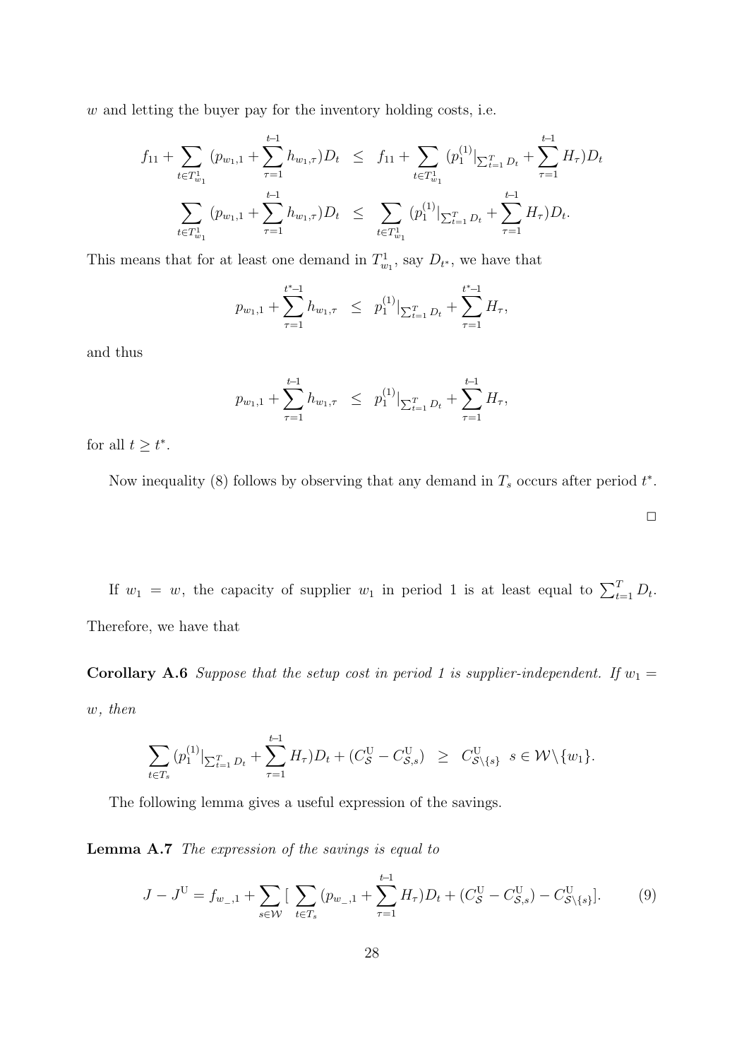$w$ and letting the buyer pay for the inventory holding costs, i.e.

$$
\begin{aligned}
f_{11} + \sum_{t \in T^1_{w_1}} (p_{w_1,1} + \sum_{\tau=1}^{t-1} h_{w_1,\tau}) D_t &\leq f_{11} + \sum_{t \in T^1_{w_1}} (p^{(1)}_1|_{\sum_{t=1}^T D_t} + \sum_{\tau=1}^{t-1} H_\tau) D_t \\
\sum_{t \in T^1_{w_1}} (p_{w_1,1} + \sum_{\tau=1}^{t-1} h_{w_1,\tau}) D_t &\leq \sum_{t \in T^1_{w_1}} (p^{(1)}_1|_{\sum_{t=1}^T D_t} + \sum_{\tau=1}^{t-1} H_\tau) D_t.
\end{aligned}
$$

This means that for at least one demand in $T^1_{w_1}$, say $D_{t^*}$, we have that

$$
p_{w_1,1} + \sum_{\tau=1}^{t^*-1} h_{w_1,\tau} \leq p^{(1)}_1|_{\sum_{t=1}^T D_t} + \sum_{\tau=1}^{t^*-1} H_\tau,
$$

and thus

$$
p_{w_1,1} + \sum_{\tau=1}^{t-1} h_{w_1,\tau} \leq p^{(1)}_1|_{\sum_{t=1}^T D_t} + \sum_{\tau=1}^{t-1} H_\tau,
$$

for all $t \geq t^*$.

Now inequality (8) follows by observing that any demand in $T_s$ occurs after period $t^*$.

□

If $w_1 = w$, the capacity of supplier $w_1$ in period 1 is at least equal to $\sum_{t=1}^T D_t$. Therefore, we have that

**Corollary A.6** *Suppose that the setup cost in period 1 is supplier-independent. If $w_1 = w$, then*

$$
\sum_{t \in T_s} (p^{(1)}_1|_{\sum_{t=1}^T D_t} + \sum_{\tau=1}^{t-1} H_\tau) D_t + (C^{\mathrm{U}}_{\mathcal{S}} - C^{\mathrm{U}}_{\mathcal{S},s}) \geq C^{\mathrm{U}}_{\mathcal{S}\setminus\{s\}} \quad s \in \mathcal{W}\setminus\{w_1\}.
$$

The following lemma gives a useful expression of the savings.

**Lemma A.7** *The expression of the savings is equal to*

$$
J - J^{\mathrm{U}} = f_{w\_,1} + \sum_{s \in \mathcal{W}} [\sum_{t \in T_s} (p_{w\_,1} + \sum_{\tau=1}^{t-1} H_\tau) D_t + (C^{\mathrm{U}}_{\mathcal{S}} - C^{\mathrm{U}}_{\mathcal{S},s}) - C^{\mathrm{U}}_{\mathcal{S}\setminus\{s\}}]. \tag{9}
$$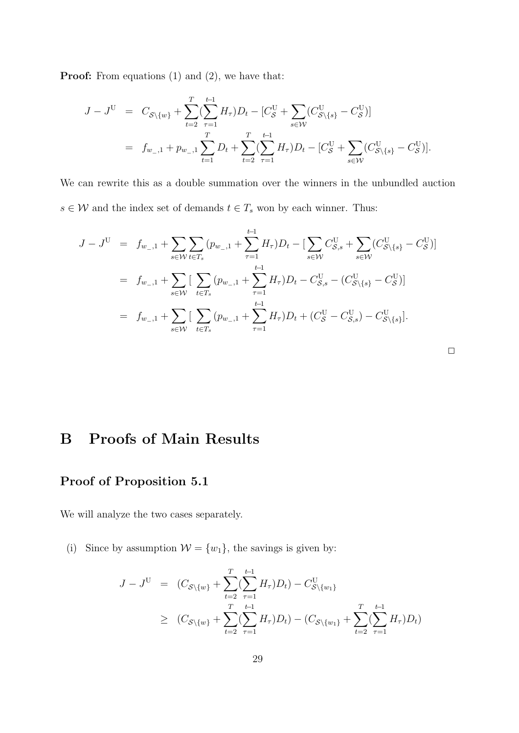**Proof:** From equations (1) and (2), we have that:

$$
\begin{aligned}
J - J^{\mathrm{U}} &= C_{\mathcal{S}\setminus\{w\}} + \sum_{t=2}^{T}(\sum_{\tau=1}^{t-1} H_\tau) D_t - [C^{\mathrm{U}}_{\mathcal{S}} + \sum_{s\in\mathcal{W}} (C^{\mathrm{U}}_{\mathcal{S}\setminus\{s\}} - C^{\mathrm{U}}_{\mathcal{S}})] \\
&= f_{w\_,1} + p_{w\_,1} \sum_{t=1}^{T} D_t + \sum_{t=2}^{T}(\sum_{\tau=1}^{t-1} H_\tau) D_t - [C^{\mathrm{U}}_{\mathcal{S}} + \sum_{s\in\mathcal{W}} (C^{\mathrm{U}}_{\mathcal{S}\setminus\{s\}} - C^{\mathrm{U}}_{\mathcal{S}})].
\end{aligned}
$$

We can rewrite this as a double summation over the winners in the unbundled auction $s \in \mathcal{W}$ and the index set of demands $t \in T_s$ won by each winner. Thus:

$$
\begin{aligned}
J - J^{\mathrm{U}} &= f_{w\_,1} + \sum_{s\in\mathcal{W}} \sum_{t\in T_s} (p_{w\_,1} + \sum_{\tau=1}^{t-1} H_\tau) D_t - [\sum_{s\in\mathcal{W}} C^{\mathrm{U}}_{\mathcal{S},s} + \sum_{s\in\mathcal{W}} (C^{\mathrm{U}}_{\mathcal{S}\setminus\{s\}} - C^{\mathrm{U}}_{\mathcal{S}})] \\
&= f_{w\_,1} + \sum_{s\in\mathcal{W}} [\sum_{t\in T_s} (p_{w\_,1} + \sum_{\tau=1}^{t-1} H_\tau) D_t - C^{\mathrm{U}}_{\mathcal{S},s} - (C^{\mathrm{U}}_{\mathcal{S}\setminus\{s\}} - C^{\mathrm{U}}_{\mathcal{S}})] \\
&= f_{w\_,1} + \sum_{s\in\mathcal{W}} [\sum_{t\in T_s} (p_{w\_,1} + \sum_{\tau=1}^{t-1} H_\tau) D_t + (C^{\mathrm{U}}_{\mathcal{S}} - C^{\mathrm{U}}_{\mathcal{S},s}) - C^{\mathrm{U}}_{\mathcal{S}\setminus\{s\}}].
\end{aligned}
$$

□

# B Proofs of Main Results

## Proof of Proposition 5.1

We will analyze the two cases separately.

(i) Since by assumption $\mathcal{W} = \{w_1\}$, the savings is given by:

$$
\begin{aligned}
J - J^{\mathrm{U}} &= (C_{\mathcal{S}\setminus\{w\}} + \sum_{t=2}^{T}(\sum_{\tau=1}^{t-1} H_\tau) D_t) - C^{\mathrm{U}}_{\mathcal{S}\setminus\{w_1\}} \\
&\geq (C_{\mathcal{S}\setminus\{w\}} + \sum_{t=2}^{T}(\sum_{\tau=1}^{t-1} H_\tau) D_t) - (C_{\mathcal{S}\setminus\{w_1\}} + \sum_{t=2}^{T}(\sum_{\tau=1}^{t-1} H_\tau) D_t)
\end{aligned}
$$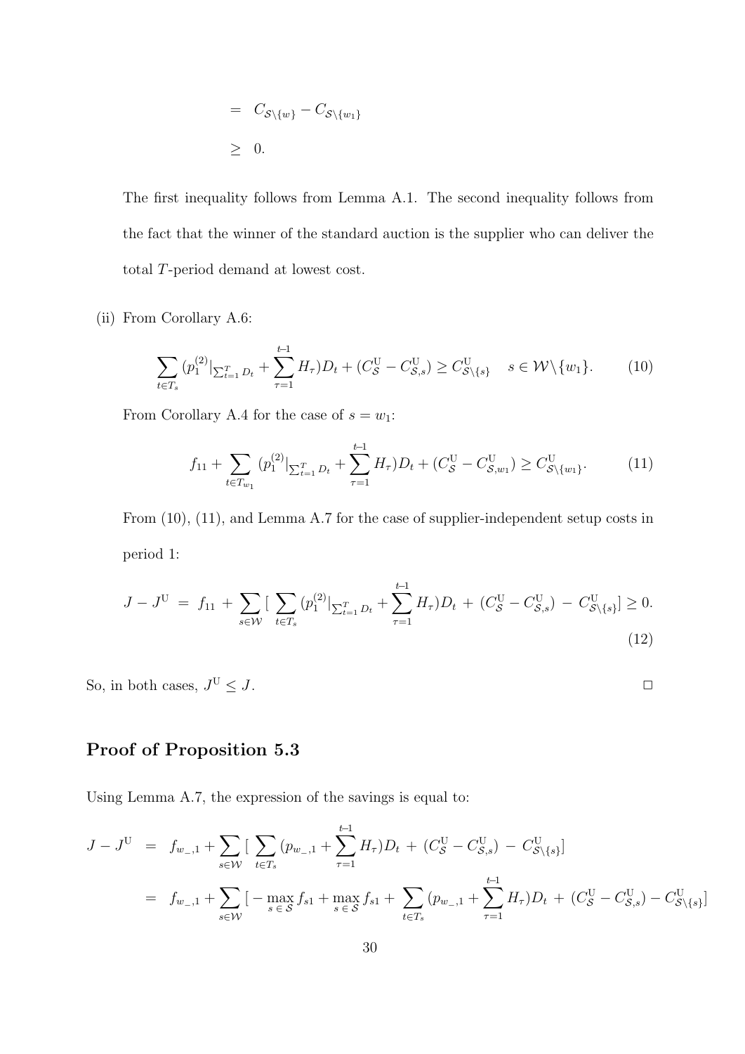$$
\begin{aligned}
&= C_{\mathcal{S}\setminus\{w\}} - C_{\mathcal{S}\setminus\{w_1\}} \\
&\geq 0.
\end{aligned}
$$

The first inequality follows from Lemma A.1. The second inequality follows from the fact that the winner of the standard auction is the supplier who can deliver the total $T$-period demand at lowest cost.

(ii) From Corollary A.6:

$$
\sum_{t \in T_s} (p_1^{(2)}|_{\sum_{t=1}^{T} D_t} + \sum_{\tau=1}^{t-1} H_\tau) D_t + (C_{\mathcal{S}}^{\mathrm{U}} - C_{\mathcal{S},s}^{\mathrm{U}}) \geq C_{\mathcal{S}\setminus\{s\}}^{\mathrm{U}} \quad s \in \mathcal{W}\setminus\{w_1\}. \tag{10}
$$

From Corollary A.4 for the case of $s = w_1$:

$$
f_{11} + \sum_{t \in T_{w_1}} (p_1^{(2)}|_{\sum_{t=1}^{T} D_t} + \sum_{\tau=1}^{t-1} H_\tau) D_t + (C_{\mathcal{S}}^{\mathrm{U}} - C_{\mathcal{S},w_1}^{\mathrm{U}}) \geq C_{\mathcal{S}\setminus\{w_1\}}^{\mathrm{U}}. \tag{11}
$$

From (10), (11), and Lemma A.7 for the case of supplier-independent setup costs in period 1:

$$
J - J^{\mathrm{U}} \;=\; f_{11} \;+\; \sum_{s \in \mathcal{W}} [\; \sum_{t \in T_s} (p_1^{(2)}|_{\sum_{t=1}^{T} D_t} + \sum_{\tau=1}^{t-1} H_\tau) D_t \;+\; (C_{\mathcal{S}}^{\mathrm{U}} - C_{\mathcal{S},s}^{\mathrm{U}}) \;-\; C_{\mathcal{S}\setminus\{s\}}^{\mathrm{U}}] \geq 0. \tag{12}
$$

So, in both cases, $J^{\mathrm{U}} \leq J$. $\square$

## Proof of Proposition 5.3

Using Lemma A.7, the expression of the savings is equal to:

$$
\begin{aligned}
J - J^{\mathrm{U}} &= f_{w_-,1} + \sum_{s \in \mathcal{W}} [\; \sum_{t \in T_s} (p_{w_-,1} + \sum_{\tau=1}^{t-1} H_\tau) D_t \;+\; (C_{\mathcal{S}}^{\mathrm{U}} - C_{\mathcal{S},s}^{\mathrm{U}}) \;-\; C_{\mathcal{S}\setminus\{s\}}^{\mathrm{U}}] \\
&= f_{w_-,1} + \sum_{s \in \mathcal{W}} [\, -\max_{s \,\in\, \mathcal{S}} f_{s1} + \max_{s \,\in\, \mathcal{S}} f_{s1} + \sum_{t \in T_s} (p_{w_-,1} + \sum_{\tau=1}^{t-1} H_\tau) D_t \;+\; (C_{\mathcal{S}}^{\mathrm{U}} - C_{\mathcal{S},s}^{\mathrm{U}}) - C_{\mathcal{S}\setminus\{s\}}^{\mathrm{U}}]
\end{aligned}
$$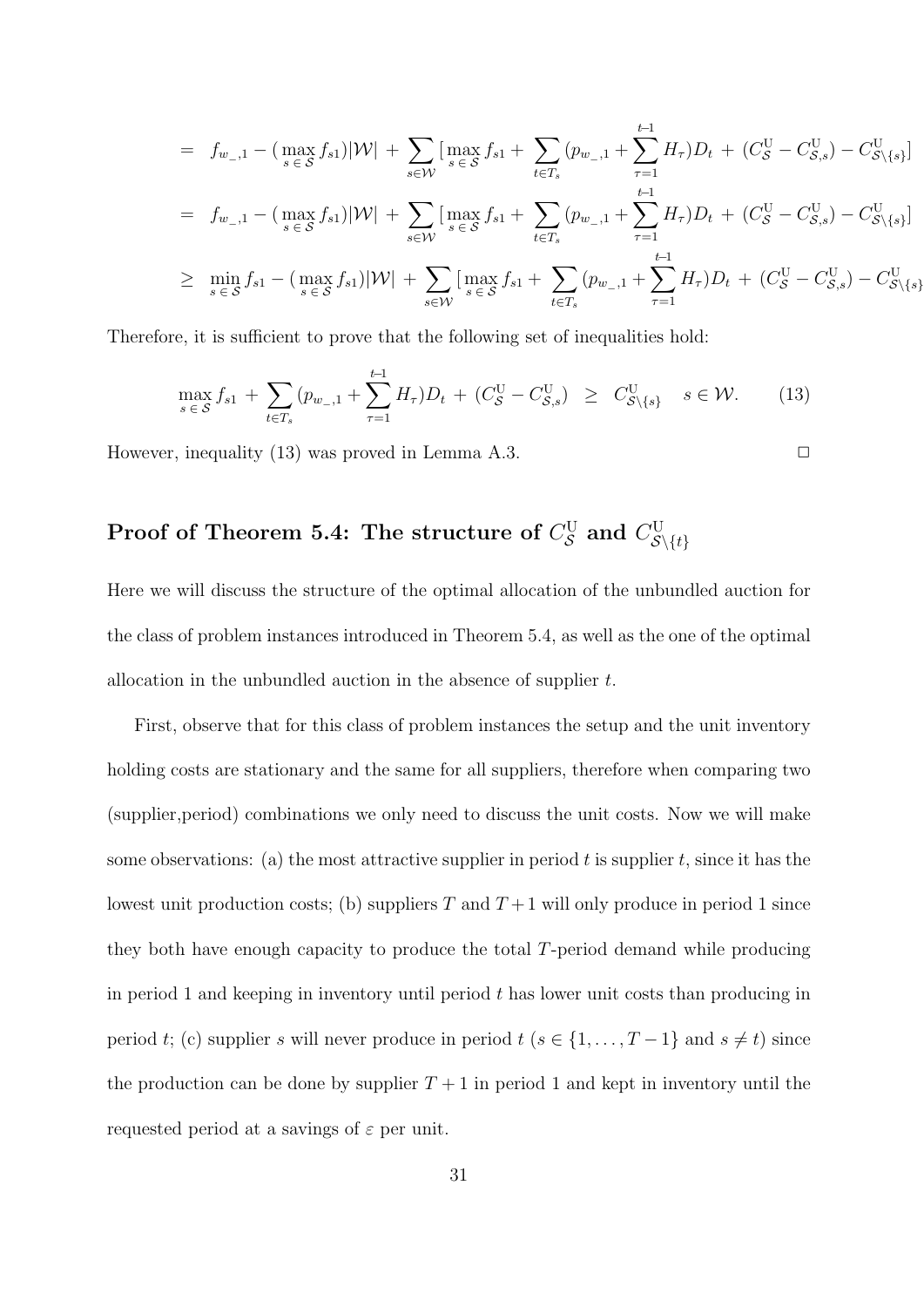$$
\begin{aligned}
&= \; f_{w\_,1} - (\max_{s \in \mathcal{S}} f_{s1})|\mathcal{W}| \; + \sum_{s \in \mathcal{W}} [\max_{s \in \mathcal{S}} f_{s1} + \sum_{t \in T_s} (p_{w\_,1} + \sum_{\tau=1}^{t-1} H_\tau) D_t \; + \; (C^{\mathrm{U}}_{\mathcal{S}} - C^{\mathrm{U}}_{\mathcal{S},s}) - C^{\mathrm{U}}_{\mathcal{S}\setminus\{s\}}] \\
&= \; f_{w\_,1} - (\max_{s \in \mathcal{S}} f_{s1})|\mathcal{W}| \; + \sum_{s \in \mathcal{W}} [\max_{s \in \mathcal{S}} f_{s1} + \sum_{t \in T_s} (p_{w\_,1} + \sum_{\tau=1}^{t-1} H_\tau) D_t \; + \; (C^{\mathrm{U}}_{\mathcal{S}} - C^{\mathrm{U}}_{\mathcal{S},s}) - C^{\mathrm{U}}_{\mathcal{S}\setminus\{s\}}] \\
&\geq \; \min_{s \in \mathcal{S}} f_{s1} - (\max_{s \in \mathcal{S}} f_{s1})|\mathcal{W}| \; + \sum_{s \in \mathcal{W}} [\max_{s \in \mathcal{S}} f_{s1} + \sum_{t \in T_s} (p_{w\_,1} + \sum_{\tau=1}^{t-1} H_\tau) D_t \; + \; (C^{\mathrm{U}}_{\mathcal{S}} - C^{\mathrm{U}}_{\mathcal{S},s}) - C^{\mathrm{U}}_{\mathcal{S}\setminus\{s\}}
\end{aligned}
$$

Therefore, it is sufficient to prove that the following set of inequalities hold:

$$
\max_{s \in \mathcal{S}} f_{s1} \; + \sum_{t \in T_s} (p_{w\_,1} + \sum_{\tau=1}^{t-1} H_\tau) D_t \; + \; (C^{\mathrm{U}}_{\mathcal{S}} - C^{\mathrm{U}}_{\mathcal{S},s}) \;\; \geq \;\; C^{\mathrm{U}}_{\mathcal{S}\setminus\{s\}} \quad s \in \mathcal{W}. \qquad (13)
$$

However, inequality (13) was proved in Lemma A.3. □

## Proof of Theorem 5.4: The structure of $C^{\mathrm{U}}_{\mathcal{S}}$ and $C^{\mathrm{U}}_{\mathcal{S}\setminus\{t\}}$

Here we will discuss the structure of the optimal allocation of the unbundled auction for the class of problem instances introduced in Theorem 5.4, as well as the one of the optimal allocation in the unbundled auction in the absence of supplier $t$.

First, observe that for this class of problem instances the setup and the unit inventory holding costs are stationary and the same for all suppliers, therefore when comparing two (supplier,period) combinations we only need to discuss the unit costs. Now we will make some observations: (a) the most attractive supplier in period $t$ is supplier $t$, since it has the lowest unit production costs; (b) suppliers $T$ and $T+1$ will only produce in period 1 since they both have enough capacity to produce the total $T$-period demand while producing in period 1 and keeping in inventory until period $t$ has lower unit costs than producing in period $t$; (c) supplier $s$ will never produce in period $t$ ($s \in \{1, \ldots, T-1\}$ and $s \neq t$) since the production can be done by supplier $T+1$ in period 1 and kept in inventory until the requested period at a savings of $\varepsilon$ per unit.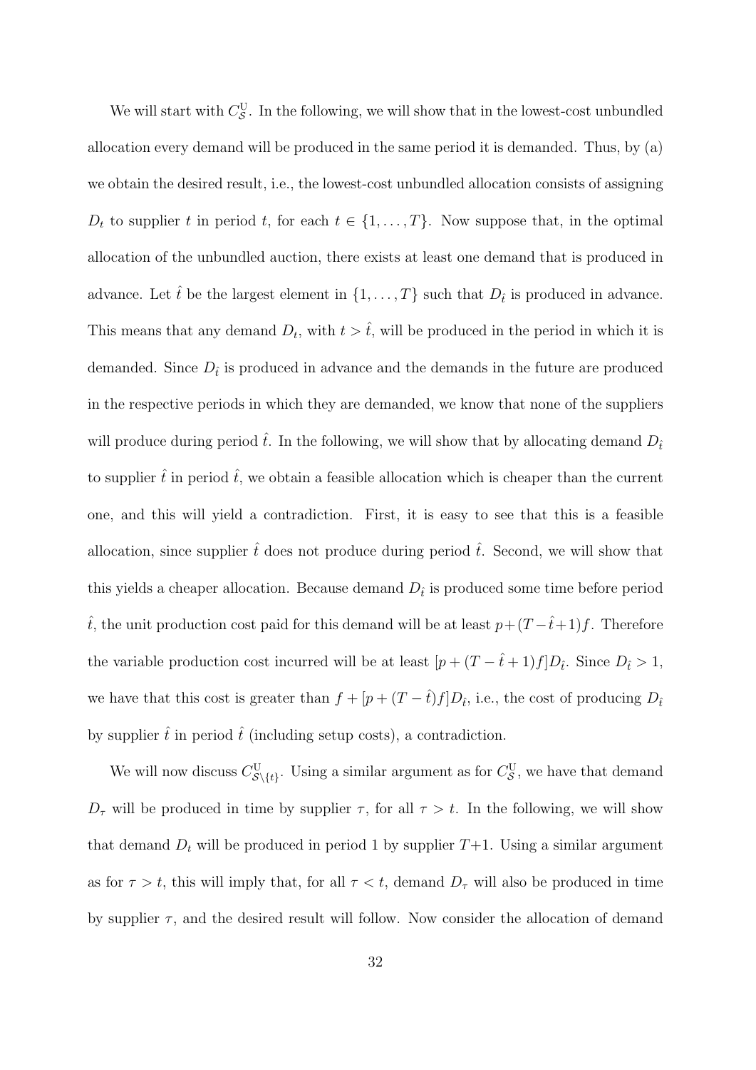We will start with $C^{\mathrm{U}}_{\mathcal{S}}$. In the following, we will show that in the lowest-cost unbundled allocation every demand will be produced in the same period it is demanded. Thus, by (a) we obtain the desired result, i.e., the lowest-cost unbundled allocation consists of assigning $D_t$ to supplier $t$ in period $t$, for each $t \in \{1, \ldots, T\}$. Now suppose that, in the optimal allocation of the unbundled auction, there exists at least one demand that is produced in advance. Let $\hat{t}$ be the largest element in $\{1, \ldots, T\}$ such that $D_{\hat{t}}$ is produced in advance. This means that any demand $D_t$, with $t > \hat{t}$, will be produced in the period in which it is demanded. Since $D_{\hat{t}}$ is produced in advance and the demands in the future are produced in the respective periods in which they are demanded, we know that none of the suppliers will produce during period $\hat{t}$. In the following, we will show that by allocating demand $D_{\hat{t}}$ to supplier $\hat{t}$ in period $\hat{t}$, we obtain a feasible allocation which is cheaper than the current one, and this will yield a contradiction. First, it is easy to see that this is a feasible allocation, since supplier $\hat{t}$ does not produce during period $\hat{t}$. Second, we will show that this yields a cheaper allocation. Because demand $D_{\hat{t}}$ is produced some time before period $\hat{t}$, the unit production cost paid for this demand will be at least $p+(T-\hat{t}+1)f$. Therefore the variable production cost incurred will be at least $[p+(T-\hat{t}+1)f]D_{\hat{t}}$. Since $D_{\hat{t}} > 1$, we have that this cost is greater than $f + [p + (T - \hat{t})f]D_{\hat{t}}$, i.e., the cost of producing $D_{\hat{t}}$ by supplier $\hat{t}$ in period $\hat{t}$ (including setup costs), a contradiction.

We will now discuss $C^{\mathrm{U}}_{\mathcal{S}\setminus\{t\}}$. Using a similar argument as for $C^{\mathrm{U}}_{\mathcal{S}}$, we have that demand $D_\tau$ will be produced in time by supplier $\tau$, for all $\tau > t$. In the following, we will show that demand $D_t$ will be produced in period 1 by supplier $T+1$. Using a similar argument as for $\tau > t$, this will imply that, for all $\tau < t$, demand $D_\tau$ will also be produced in time by supplier $\tau$, and the desired result will follow. Now consider the allocation of demand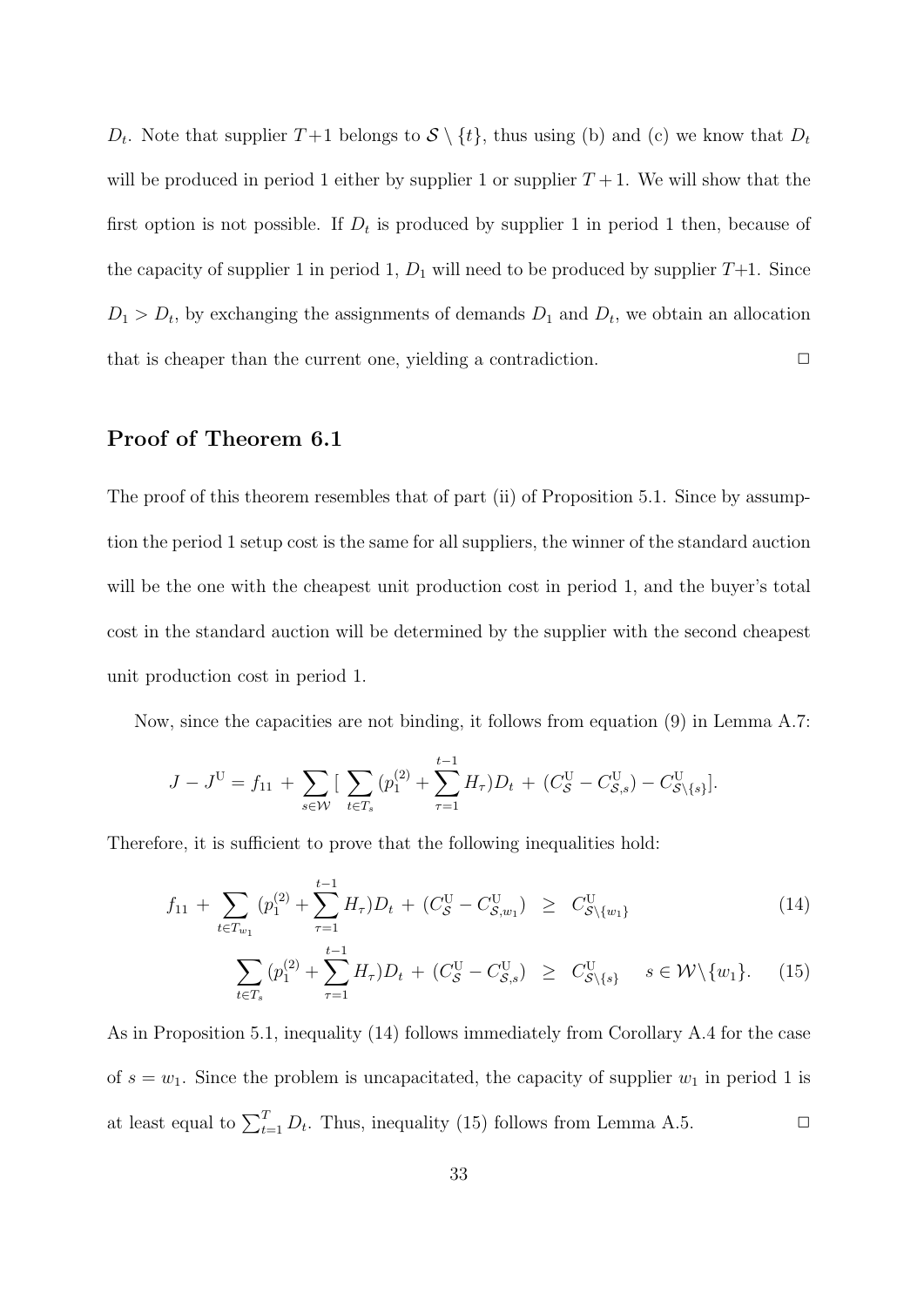$D_t$. Note that supplier $T+1$ belongs to $\mathcal{S} \setminus \{t\}$, thus using (b) and (c) we know that $D_t$ will be produced in period 1 either by supplier 1 or supplier $T+1$. We will show that the first option is not possible. If $D_t$ is produced by supplier 1 in period 1 then, because of the capacity of supplier 1 in period 1, $D_1$ will need to be produced by supplier $T$+1. Since $D_1 > D_t$, by exchanging the assignments of demands $D_1$ and $D_t$, we obtain an allocation that is cheaper than the current one, yielding a contradiction. □

## Proof of Theorem 6.1

The proof of this theorem resembles that of part (ii) of Proposition 5.1. Since by assumption the period 1 setup cost is the same for all suppliers, the winner of the standard auction will be the one with the cheapest unit production cost in period 1, and the buyer's total cost in the standard auction will be determined by the supplier with the second cheapest unit production cost in period 1.

Now, since the capacities are not binding, it follows from equation (9) in Lemma A.7:

$$J - J^{\mathrm{U}} = f_{11} + \sum_{s \in \mathcal{W}} [\sum_{t \in T_s} (p_1^{(2)} + \sum_{\tau=1}^{t-1} H_\tau) D_t + (C_{\mathcal{S}}^{\mathrm{U}} - C_{\mathcal{S},s}^{\mathrm{U}}) - C_{\mathcal{S}\setminus\{s\}}^{\mathrm{U}}].$$

Therefore, it is sufficient to prove that the following inequalities hold:

$$f_{11} + \sum_{t \in T_{w_1}} (p_1^{(2)} + \sum_{\tau=1}^{t-1} H_\tau) D_t + (C_{\mathcal{S}}^{\mathrm{U}} - C_{\mathcal{S},w_1}^{\mathrm{U}}) \geq C_{\mathcal{S}\setminus\{w_1\}}^{\mathrm{U}} \quad (14)$$

$$\sum_{t \in T_s} (p_1^{(2)} + \sum_{\tau=1}^{t-1} H_\tau) D_t + (C_{\mathcal{S}}^{\mathrm{U}} - C_{\mathcal{S},s}^{\mathrm{U}}) \geq C_{\mathcal{S}\setminus\{s\}}^{\mathrm{U}} \quad s \in \mathcal{W}\setminus\{w_1\}. \quad (15)$$

As in Proposition 5.1, inequality (14) follows immediately from Corollary A.4 for the case of $s = w_1$. Since the problem is uncapacitated, the capacity of supplier $w_1$ in period 1 is at least equal to $\sum_{t=1}^{T} D_t$. Thus, inequality (15) follows from Lemma A.5. □